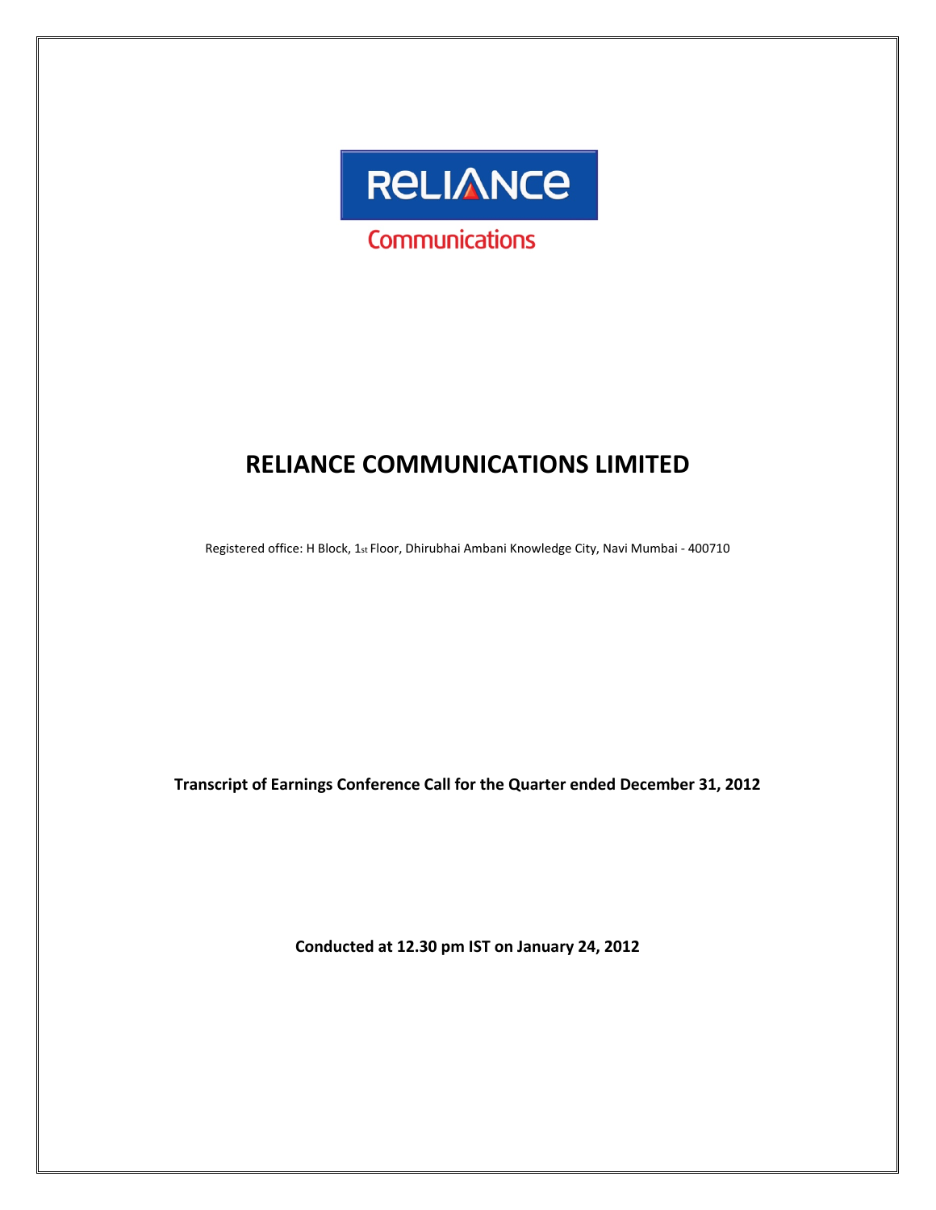RELIANCE

Communications

# RELIANCE COMMUNICATIONS LIMITED

Registered office: H Block, 1st Floor, Dhirubhai Ambani Knowledge City, Navi Mumbai - 400710

**Transcript of Earnings Conference Call for the Quarter ended December 31, 2012**

**Conducted at 12.30 pm IST on January 24, 2012**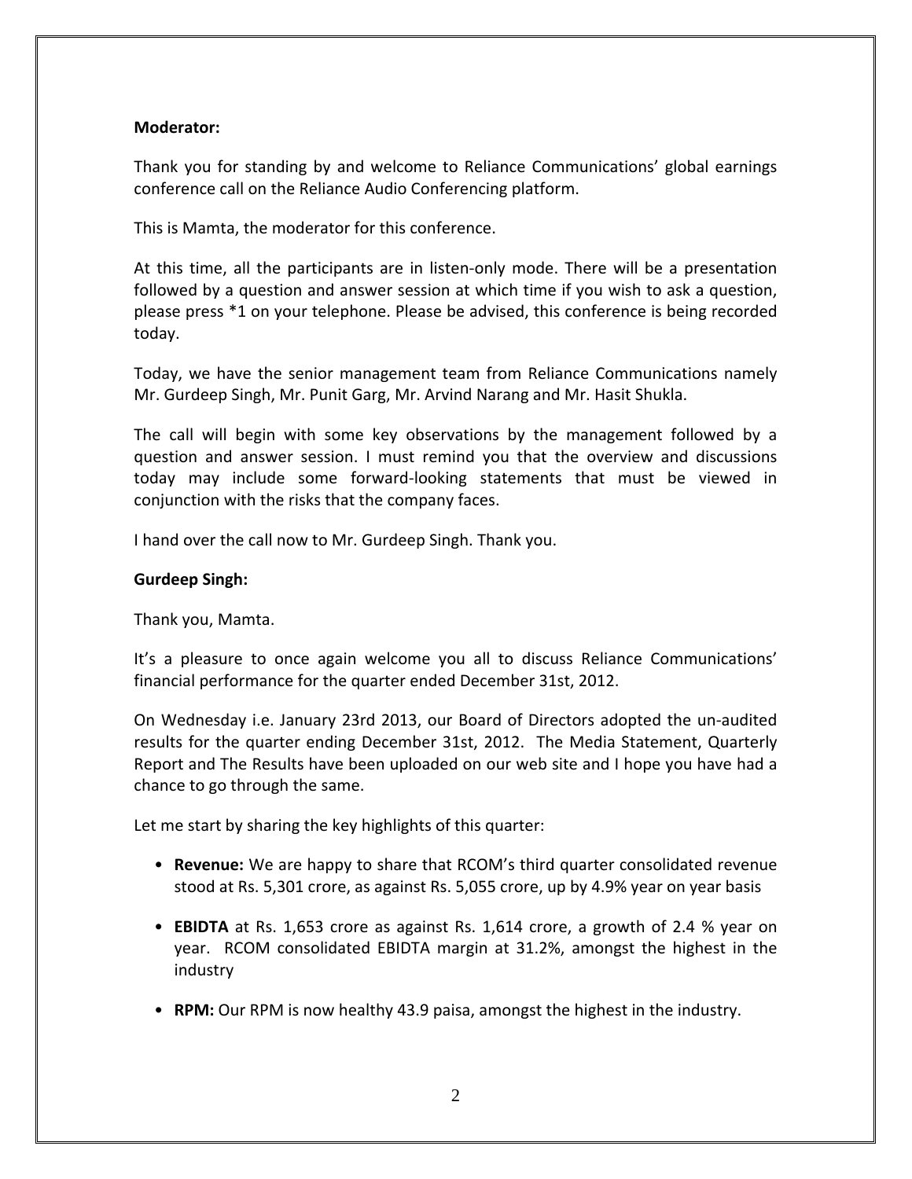**Moderator:**

Thank you for standing by and welcome to Reliance Communications' global earnings conference call on the Reliance Audio Conferencing platform.

This is Mamta, the moderator for this conference.

At this time, all the participants are in listen-only mode. There will be a presentation followed by a question and answer session at which time if you wish to ask a question, please press *1 on your telephone. Please be advised, this conference is being recorded today.

Today, we have the senior management team from Reliance Communications namely Mr. Gurdeep Singh, Mr. Punit Garg, Mr. Arvind Narang and Mr. Hasit Shukla.

The call will begin with some key observations by the management followed by a question and answer session. I must remind you that the overview and discussions today may include some forward-looking statements that must be viewed in conjunction with the risks that the company faces.

I hand over the call now to Mr. Gurdeep Singh. Thank you.

**Gurdeep Singh:**

Thank you, Mamta.

It's a pleasure to once again welcome you all to discuss Reliance Communications' financial performance for the quarter ended December 31st, 2012.

On Wednesday i.e. January 23rd 2013, our Board of Directors adopted the un-audited results for the quarter ending December 31st, 2012. The Media Statement, Quarterly Report and The Results have been uploaded on our web site and I hope you have had a chance to go through the same.

Let me start by sharing the key highlights of this quarter:

- **Revenue:** We are happy to share that RCOM's third quarter consolidated revenue stood at Rs. 5,301 crore, as against Rs. 5,055 crore, up by 4.9% year on year basis
- **EBIDTA** at Rs. 1,653 crore as against Rs. 1,614 crore, a growth of 2.4 % year on year. RCOM consolidated EBIDTA margin at 31.2%, amongst the highest in the industry
- **RPM:** Our RPM is now healthy 43.9 paisa, amongst the highest in the industry.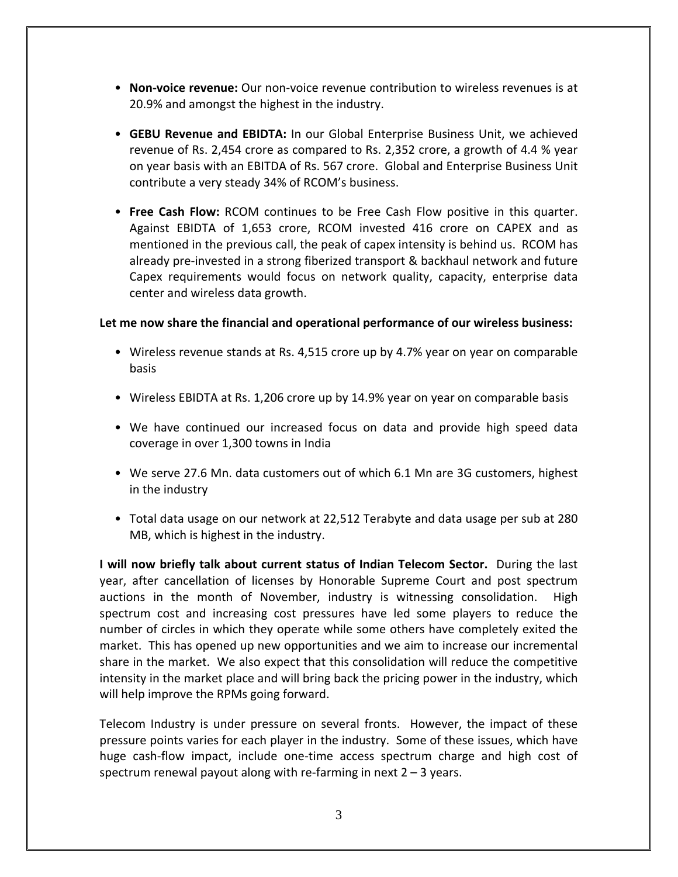- **Non-voice revenue:** Our non-voice revenue contribution to wireless revenues is at 20.9% and amongst the highest in the industry.

- **GEBU Revenue and EBIDTA:** In our Global Enterprise Business Unit, we achieved revenue of Rs. 2,454 crore as compared to Rs. 2,352 crore, a growth of 4.4 % year on year basis with an EBITDA of Rs. 567 crore. Global and Enterprise Business Unit contribute a very steady 34% of RCOM's business.

- **Free Cash Flow:** RCOM continues to be Free Cash Flow positive in this quarter. Against EBIDTA of 1,653 crore, RCOM invested 416 crore on CAPEX and as mentioned in the previous call, the peak of capex intensity is behind us. RCOM has already pre-invested in a strong fiberized transport & backhaul network and future Capex requirements would focus on network quality, capacity, enterprise data center and wireless data growth.

**Let me now share the financial and operational performance of our wireless business:**

- Wireless revenue stands at Rs. 4,515 crore up by 4.7% year on year on comparable basis

- Wireless EBIDTA at Rs. 1,206 crore up by 14.9% year on year on comparable basis

- We have continued our increased focus on data and provide high speed data coverage in over 1,300 towns in India

- We serve 27.6 Mn. data customers out of which 6.1 Mn are 3G customers, highest in the industry

- Total data usage on our network at 22,512 Terabyte and data usage per sub at 280 MB, which is highest in the industry.

**I will now briefly talk about current status of Indian Telecom Sector.** During the last year, after cancellation of licenses by Honorable Supreme Court and post spectrum auctions in the month of November, industry is witnessing consolidation. High spectrum cost and increasing cost pressures have led some players to reduce the number of circles in which they operate while some others have completely exited the market. This has opened up new opportunities and we aim to increase our incremental share in the market. We also expect that this consolidation will reduce the competitive intensity in the market place and will bring back the pricing power in the industry, which will help improve the RPMs going forward.

Telecom Industry is under pressure on several fronts. However, the impact of these pressure points varies for each player in the industry. Some of these issues, which have huge cash-flow impact, include one-time access spectrum charge and high cost of spectrum renewal payout along with re-farming in next 2 – 3 years.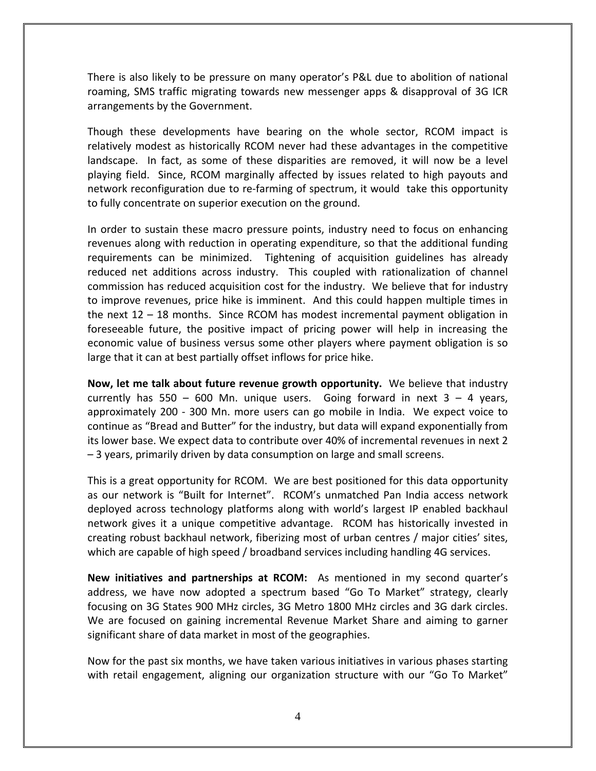There is also likely to be pressure on many operator's P&L due to abolition of national roaming, SMS traffic migrating towards new messenger apps & disapproval of 3G ICR arrangements by the Government.

Though these developments have bearing on the whole sector, RCOM impact is relatively modest as historically RCOM never had these advantages in the competitive landscape. In fact, as some of these disparities are removed, it will now be a level playing field. Since, RCOM marginally affected by issues related to high payouts and network reconfiguration due to re-farming of spectrum, it would take this opportunity to fully concentrate on superior execution on the ground.

In order to sustain these macro pressure points, industry need to focus on enhancing revenues along with reduction in operating expenditure, so that the additional funding requirements can be minimized. Tightening of acquisition guidelines has already reduced net additions across industry. This coupled with rationalization of channel commission has reduced acquisition cost for the industry. We believe that for industry to improve revenues, price hike is imminent. And this could happen multiple times in the next 12 – 18 months. Since RCOM has modest incremental payment obligation in foreseeable future, the positive impact of pricing power will help in increasing the economic value of business versus some other players where payment obligation is so large that it can at best partially offset inflows for price hike.

**Now, let me talk about future revenue growth opportunity.** We believe that industry currently has 550 – 600 Mn. unique users. Going forward in next 3 – 4 years, approximately 200 - 300 Mn. more users can go mobile in India. We expect voice to continue as "Bread and Butter" for the industry, but data will expand exponentially from its lower base. We expect data to contribute over 40% of incremental revenues in next 2 – 3 years, primarily driven by data consumption on large and small screens.

This is a great opportunity for RCOM. We are best positioned for this data opportunity as our network is "Built for Internet". RCOM's unmatched Pan India access network deployed across technology platforms along with world's largest IP enabled backhaul network gives it a unique competitive advantage. RCOM has historically invested in creating robust backhaul network, fiberizing most of urban centres / major cities' sites, which are capable of high speed / broadband services including handling 4G services.

**New initiatives and partnerships at RCOM:** As mentioned in my second quarter's address, we have now adopted a spectrum based "Go To Market" strategy, clearly focusing on 3G States 900 MHz circles, 3G Metro 1800 MHz circles and 3G dark circles. We are focused on gaining incremental Revenue Market Share and aiming to garner significant share of data market in most of the geographies.

Now for the past six months, we have taken various initiatives in various phases starting with retail engagement, aligning our organization structure with our "Go To Market"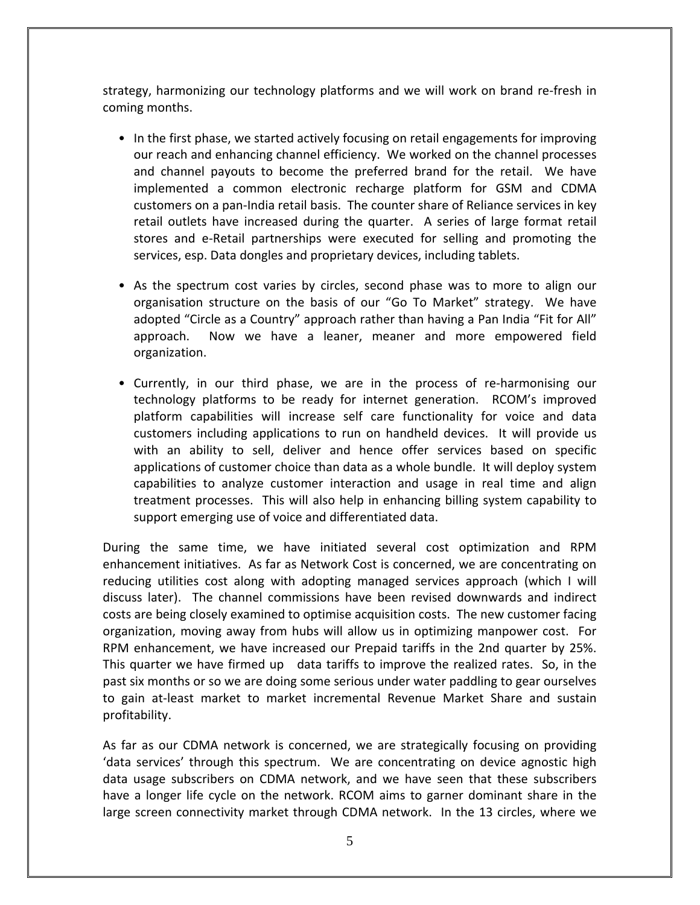strategy, harmonizing our technology platforms and we will work on brand re-fresh in coming months.

- In the first phase, we started actively focusing on retail engagements for improving our reach and enhancing channel efficiency. We worked on the channel processes and channel payouts to become the preferred brand for the retail. We have implemented a common electronic recharge platform for GSM and CDMA customers on a pan-India retail basis. The counter share of Reliance services in key retail outlets have increased during the quarter. A series of large format retail stores and e-Retail partnerships were executed for selling and promoting the services, esp. Data dongles and proprietary devices, including tablets.

- As the spectrum cost varies by circles, second phase was to more to align our organisation structure on the basis of our "Go To Market" strategy. We have adopted "Circle as a Country" approach rather than having a Pan India "Fit for All" approach. Now we have a leaner, meaner and more empowered field organization.

- Currently, in our third phase, we are in the process of re-harmonising our technology platforms to be ready for internet generation. RCOM's improved platform capabilities will increase self care functionality for voice and data customers including applications to run on handheld devices. It will provide us with an ability to sell, deliver and hence offer services based on specific applications of customer choice than data as a whole bundle. It will deploy system capabilities to analyze customer interaction and usage in real time and align treatment processes. This will also help in enhancing billing system capability to support emerging use of voice and differentiated data.

During the same time, we have initiated several cost optimization and RPM enhancement initiatives. As far as Network Cost is concerned, we are concentrating on reducing utilities cost along with adopting managed services approach (which I will discuss later). The channel commissions have been revised downwards and indirect costs are being closely examined to optimise acquisition costs. The new customer facing organization, moving away from hubs will allow us in optimizing manpower cost. For RPM enhancement, we have increased our Prepaid tariffs in the 2nd quarter by 25%. This quarter we have firmed up data tariffs to improve the realized rates. So, in the past six months or so we are doing some serious under water paddling to gear ourselves to gain at-least market to market incremental Revenue Market Share and sustain profitability.

As far as our CDMA network is concerned, we are strategically focusing on providing 'data services' through this spectrum. We are concentrating on device agnostic high data usage subscribers on CDMA network, and we have seen that these subscribers have a longer life cycle on the network. RCOM aims to garner dominant share in the large screen connectivity market through CDMA network. In the 13 circles, where we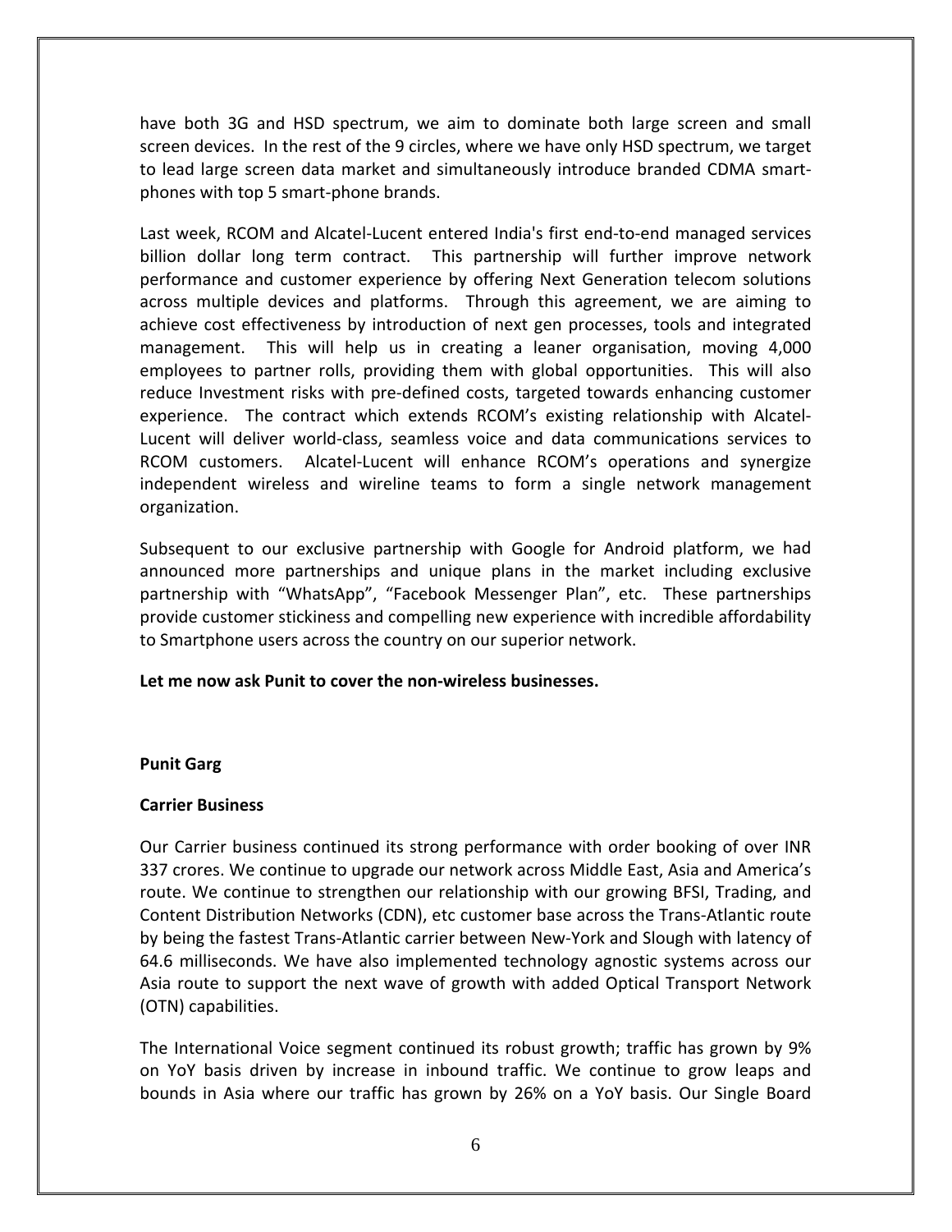have both 3G and HSD spectrum, we aim to dominate both large screen and small screen devices. In the rest of the 9 circles, where we have only HSD spectrum, we target to lead large screen data market and simultaneously introduce branded CDMA smart-phones with top 5 smart-phone brands.

Last week, RCOM and Alcatel-Lucent entered India's first end-to-end managed services billion dollar long term contract. This partnership will further improve network performance and customer experience by offering Next Generation telecom solutions across multiple devices and platforms. Through this agreement, we are aiming to achieve cost effectiveness by introduction of next gen processes, tools and integrated management. This will help us in creating a leaner organisation, moving 4,000 employees to partner rolls, providing them with global opportunities. This will also reduce Investment risks with pre-defined costs, targeted towards enhancing customer experience. The contract which extends RCOM's existing relationship with Alcatel-Lucent will deliver world-class, seamless voice and data communications services to RCOM customers. Alcatel-Lucent will enhance RCOM's operations and synergize independent wireless and wireline teams to form a single network management organization.

Subsequent to our exclusive partnership with Google for Android platform, we had announced more partnerships and unique plans in the market including exclusive partnership with "WhatsApp", "Facebook Messenger Plan", etc. These partnerships provide customer stickiness and compelling new experience with incredible affordability to Smartphone users across the country on our superior network.

**Let me now ask Punit to cover the non-wireless businesses.**

**Punit Garg**

**Carrier Business**

Our Carrier business continued its strong performance with order booking of over INR 337 crores. We continue to upgrade our network across Middle East, Asia and America's route. We continue to strengthen our relationship with our growing BFSI, Trading, and Content Distribution Networks (CDN), etc customer base across the Trans-Atlantic route by being the fastest Trans-Atlantic carrier between New-York and Slough with latency of 64.6 milliseconds. We have also implemented technology agnostic systems across our Asia route to support the next wave of growth with added Optical Transport Network (OTN) capabilities.

The International Voice segment continued its robust growth; traffic has grown by 9% on YoY basis driven by increase in inbound traffic. We continue to grow leaps and bounds in Asia where our traffic has grown by 26% on a YoY basis. Our Single Board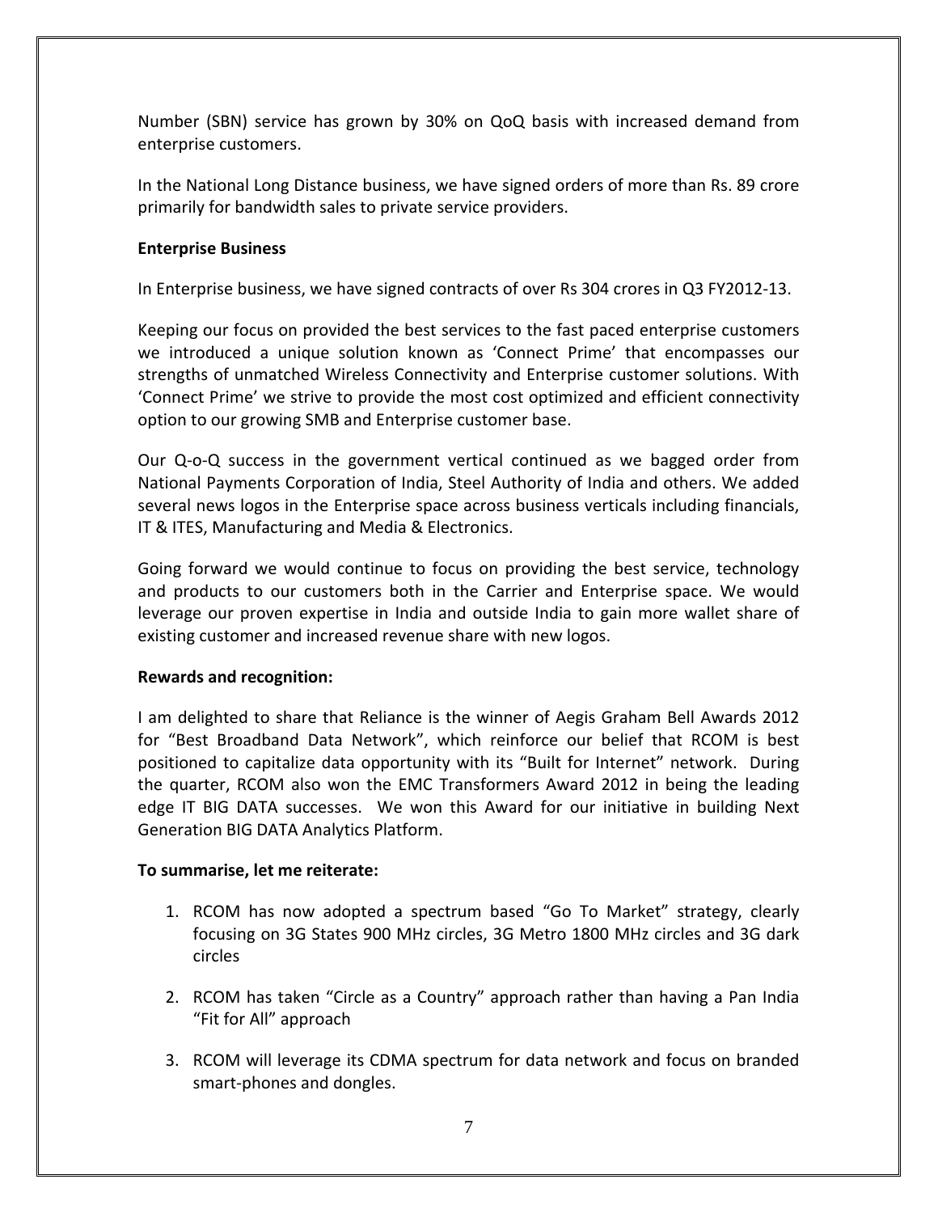Number (SBN) service has grown by 30% on QoQ basis with increased demand from enterprise customers.

In the National Long Distance business, we have signed orders of more than Rs. 89 crore primarily for bandwidth sales to private service providers.

**Enterprise Business**

In Enterprise business, we have signed contracts of over Rs 304 crores in Q3 FY2012-13.

Keeping our focus on provided the best services to the fast paced enterprise customers we introduced a unique solution known as 'Connect Prime' that encompasses our strengths of unmatched Wireless Connectivity and Enterprise customer solutions. With 'Connect Prime' we strive to provide the most cost optimized and efficient connectivity option to our growing SMB and Enterprise customer base.

Our Q-o-Q success in the government vertical continued as we bagged order from National Payments Corporation of India, Steel Authority of India and others. We added several news logos in the Enterprise space across business verticals including financials, IT & ITES, Manufacturing and Media & Electronics.

Going forward we would continue to focus on providing the best service, technology and products to our customers both in the Carrier and Enterprise space. We would leverage our proven expertise in India and outside India to gain more wallet share of existing customer and increased revenue share with new logos.

**Rewards and recognition:**

I am delighted to share that Reliance is the winner of Aegis Graham Bell Awards 2012 for "Best Broadband Data Network", which reinforce our belief that RCOM is best positioned to capitalize data opportunity with its "Built for Internet" network. During the quarter, RCOM also won the EMC Transformers Award 2012 in being the leading edge IT BIG DATA successes. We won this Award for our initiative in building Next Generation BIG DATA Analytics Platform.

**To summarise, let me reiterate:**

1. RCOM has now adopted a spectrum based "Go To Market" strategy, clearly focusing on 3G States 900 MHz circles, 3G Metro 1800 MHz circles and 3G dark circles

2. RCOM has taken "Circle as a Country" approach rather than having a Pan India "Fit for All" approach

3. RCOM will leverage its CDMA spectrum for data network and focus on branded smart-phones and dongles.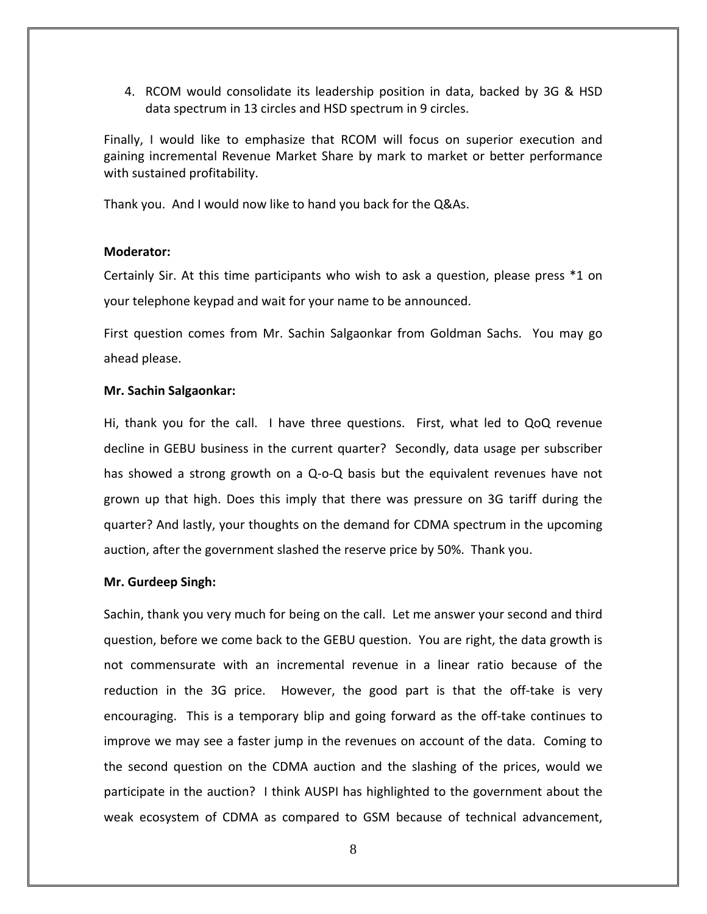4. RCOM would consolidate its leadership position in data, backed by 3G & HSD data spectrum in 13 circles and HSD spectrum in 9 circles.

Finally, I would like to emphasize that RCOM will focus on superior execution and gaining incremental Revenue Market Share by mark to market or better performance with sustained profitability.

Thank you. And I would now like to hand you back for the Q&As.

**Moderator:**

Certainly Sir. At this time participants who wish to ask a question, please press *1 on your telephone keypad and wait for your name to be announced.

First question comes from Mr. Sachin Salgaonkar from Goldman Sachs. You may go ahead please.

**Mr. Sachin Salgaonkar:**

Hi, thank you for the call. I have three questions. First, what led to QoQ revenue decline in GEBU business in the current quarter? Secondly, data usage per subscriber has showed a strong growth on a Q-o-Q basis but the equivalent revenues have not grown up that high. Does this imply that there was pressure on 3G tariff during the quarter? And lastly, your thoughts on the demand for CDMA spectrum in the upcoming auction, after the government slashed the reserve price by 50%. Thank you.

**Mr. Gurdeep Singh:**

Sachin, thank you very much for being on the call. Let me answer your second and third question, before we come back to the GEBU question. You are right, the data growth is not commensurate with an incremental revenue in a linear ratio because of the reduction in the 3G price. However, the good part is that the off-take is very encouraging. This is a temporary blip and going forward as the off-take continues to improve we may see a faster jump in the revenues on account of the data. Coming to the second question on the CDMA auction and the slashing of the prices, would we participate in the auction? I think AUSPI has highlighted to the government about the weak ecosystem of CDMA as compared to GSM because of technical advancement,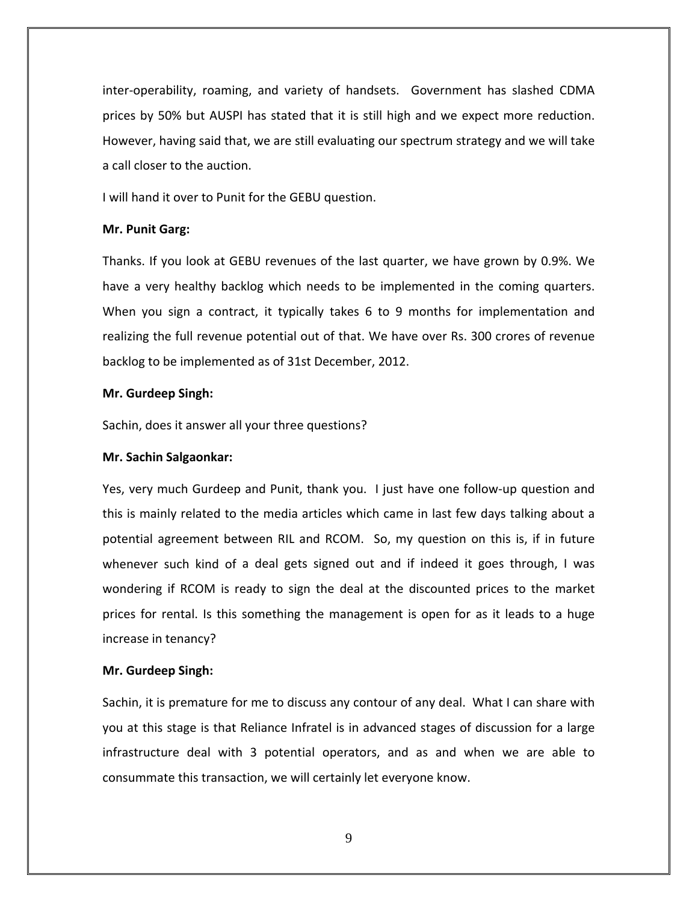inter-operability, roaming, and variety of handsets. Government has slashed CDMA prices by 50% but AUSPI has stated that it is still high and we expect more reduction. However, having said that, we are still evaluating our spectrum strategy and we will take a call closer to the auction.

I will hand it over to Punit for the GEBU question.

**Mr. Punit Garg:**

Thanks. If you look at GEBU revenues of the last quarter, we have grown by 0.9%. We have a very healthy backlog which needs to be implemented in the coming quarters. When you sign a contract, it typically takes 6 to 9 months for implementation and realizing the full revenue potential out of that. We have over Rs. 300 crores of revenue backlog to be implemented as of 31st December, 2012.

**Mr. Gurdeep Singh:**

Sachin, does it answer all your three questions?

**Mr. Sachin Salgaonkar:**

Yes, very much Gurdeep and Punit, thank you. I just have one follow-up question and this is mainly related to the media articles which came in last few days talking about a potential agreement between RIL and RCOM. So, my question on this is, if in future whenever such kind of a deal gets signed out and if indeed it goes through, I was wondering if RCOM is ready to sign the deal at the discounted prices to the market prices for rental. Is this something the management is open for as it leads to a huge increase in tenancy?

**Mr. Gurdeep Singh:**

Sachin, it is premature for me to discuss any contour of any deal. What I can share with you at this stage is that Reliance Infratel is in advanced stages of discussion for a large infrastructure deal with 3 potential operators, and as and when we are able to consummate this transaction, we will certainly let everyone know.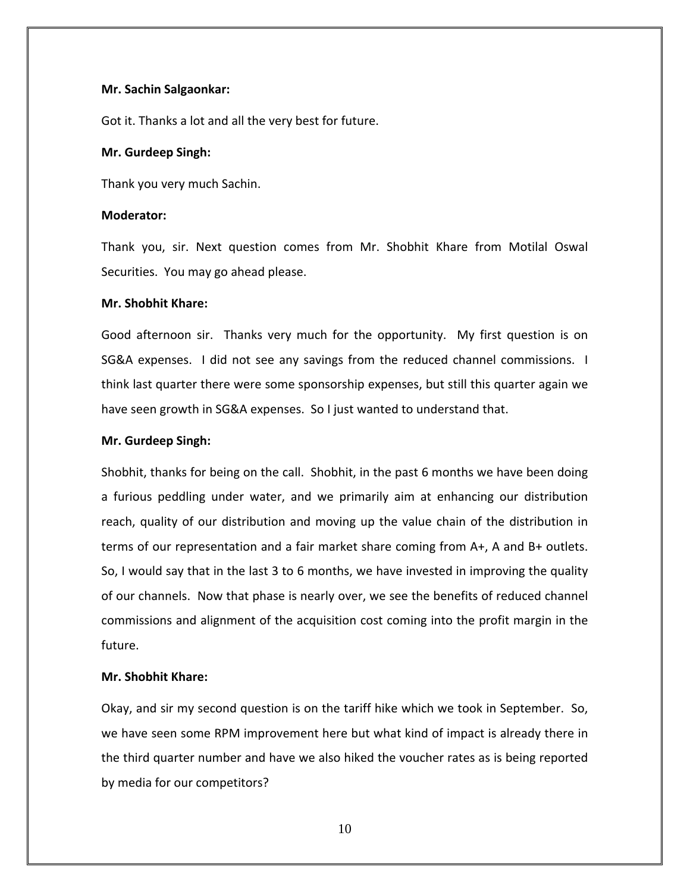**Mr. Sachin Salgaonkar:**

Got it. Thanks a lot and all the very best for future.

**Mr. Gurdeep Singh:**

Thank you very much Sachin.

**Moderator:**

Thank you, sir. Next question comes from Mr. Shobhit Khare from Motilal Oswal Securities. You may go ahead please.

**Mr. Shobhit Khare:**

Good afternoon sir. Thanks very much for the opportunity. My first question is on SG&A expenses. I did not see any savings from the reduced channel commissions. I think last quarter there were some sponsorship expenses, but still this quarter again we have seen growth in SG&A expenses. So I just wanted to understand that.

**Mr. Gurdeep Singh:**

Shobhit, thanks for being on the call. Shobhit, in the past 6 months we have been doing a furious peddling under water, and we primarily aim at enhancing our distribution reach, quality of our distribution and moving up the value chain of the distribution in terms of our representation and a fair market share coming from A+, A and B+ outlets. So, I would say that in the last 3 to 6 months, we have invested in improving the quality of our channels. Now that phase is nearly over, we see the benefits of reduced channel commissions and alignment of the acquisition cost coming into the profit margin in the future.

**Mr. Shobhit Khare:**

Okay, and sir my second question is on the tariff hike which we took in September. So, we have seen some RPM improvement here but what kind of impact is already there in the third quarter number and have we also hiked the voucher rates as is being reported by media for our competitors?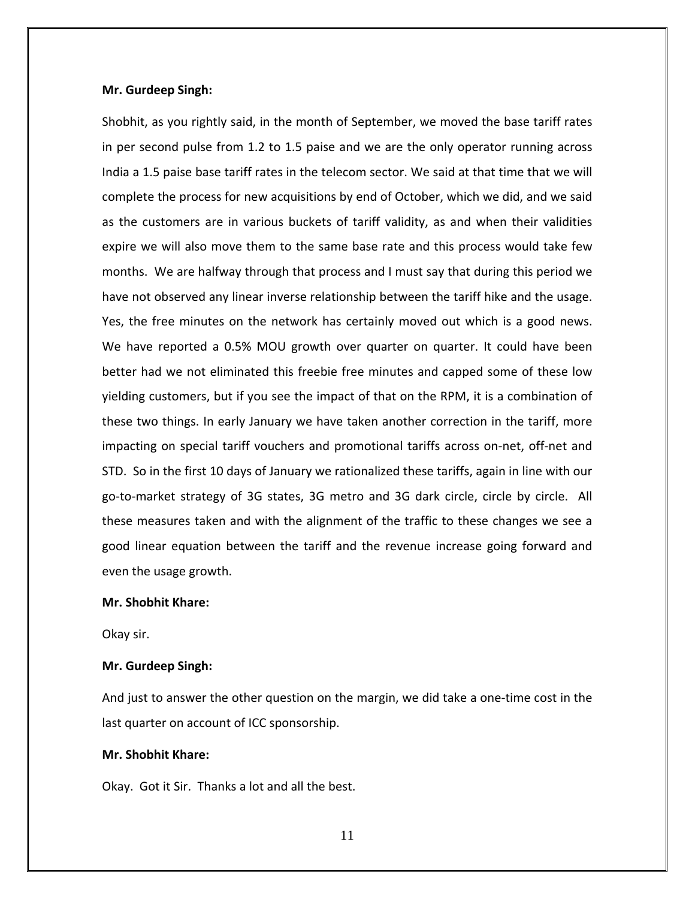**Mr. Gurdeep Singh:**

Shobhit, as you rightly said, in the month of September, we moved the base tariff rates in per second pulse from 1.2 to 1.5 paise and we are the only operator running across India a 1.5 paise base tariff rates in the telecom sector. We said at that time that we will complete the process for new acquisitions by end of October, which we did, and we said as the customers are in various buckets of tariff validity, as and when their validities expire we will also move them to the same base rate and this process would take few months. We are halfway through that process and I must say that during this period we have not observed any linear inverse relationship between the tariff hike and the usage. Yes, the free minutes on the network has certainly moved out which is a good news. We have reported a 0.5% MOU growth over quarter on quarter. It could have been better had we not eliminated this freebie free minutes and capped some of these low yielding customers, but if you see the impact of that on the RPM, it is a combination of these two things. In early January we have taken another correction in the tariff, more impacting on special tariff vouchers and promotional tariffs across on-net, off-net and STD. So in the first 10 days of January we rationalized these tariffs, again in line with our go-to-market strategy of 3G states, 3G metro and 3G dark circle, circle by circle. All these measures taken and with the alignment of the traffic to these changes we see a good linear equation between the tariff and the revenue increase going forward and even the usage growth.

**Mr. Shobhit Khare:**

Okay sir.

**Mr. Gurdeep Singh:**

And just to answer the other question on the margin, we did take a one-time cost in the last quarter on account of ICC sponsorship.

**Mr. Shobhit Khare:**

Okay. Got it Sir. Thanks a lot and all the best.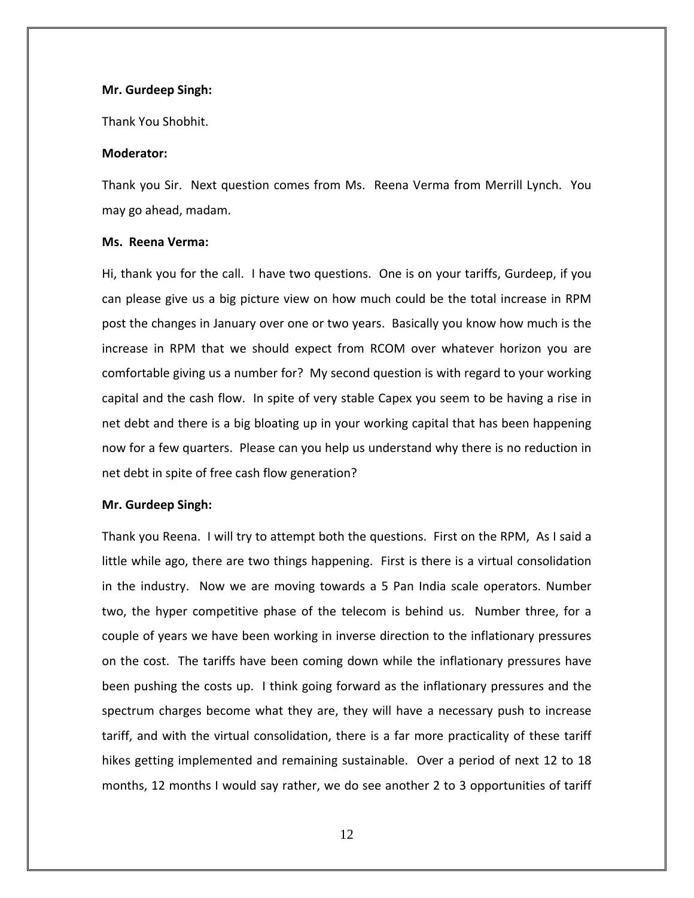**Mr. Gurdeep Singh:**

Thank You Shobhit.

**Moderator:**

Thank you Sir. Next question comes from Ms. Reena Verma from Merrill Lynch. You may go ahead, madam.

**Ms. Reena Verma:**

Hi, thank you for the call. I have two questions. One is on your tariffs, Gurdeep, if you can please give us a big picture view on how much could be the total increase in RPM post the changes in January over one or two years. Basically you know how much is the increase in RPM that we should expect from RCOM over whatever horizon you are comfortable giving us a number for? My second question is with regard to your working capital and the cash flow. In spite of very stable Capex you seem to be having a rise in net debt and there is a big bloating up in your working capital that has been happening now for a few quarters. Please can you help us understand why there is no reduction in net debt in spite of free cash flow generation?

**Mr. Gurdeep Singh:**

Thank you Reena. I will try to attempt both the questions. First on the RPM, As I said a little while ago, there are two things happening. First is there is a virtual consolidation in the industry. Now we are moving towards a 5 Pan India scale operators. Number two, the hyper competitive phase of the telecom is behind us. Number three, for a couple of years we have been working in inverse direction to the inflationary pressures on the cost. The tariffs have been coming down while the inflationary pressures have been pushing the costs up. I think going forward as the inflationary pressures and the spectrum charges become what they are, they will have a necessary push to increase tariff, and with the virtual consolidation, there is a far more practicality of these tariff hikes getting implemented and remaining sustainable. Over a period of next 12 to 18 months, 12 months I would say rather, we do see another 2 to 3 opportunities of tariff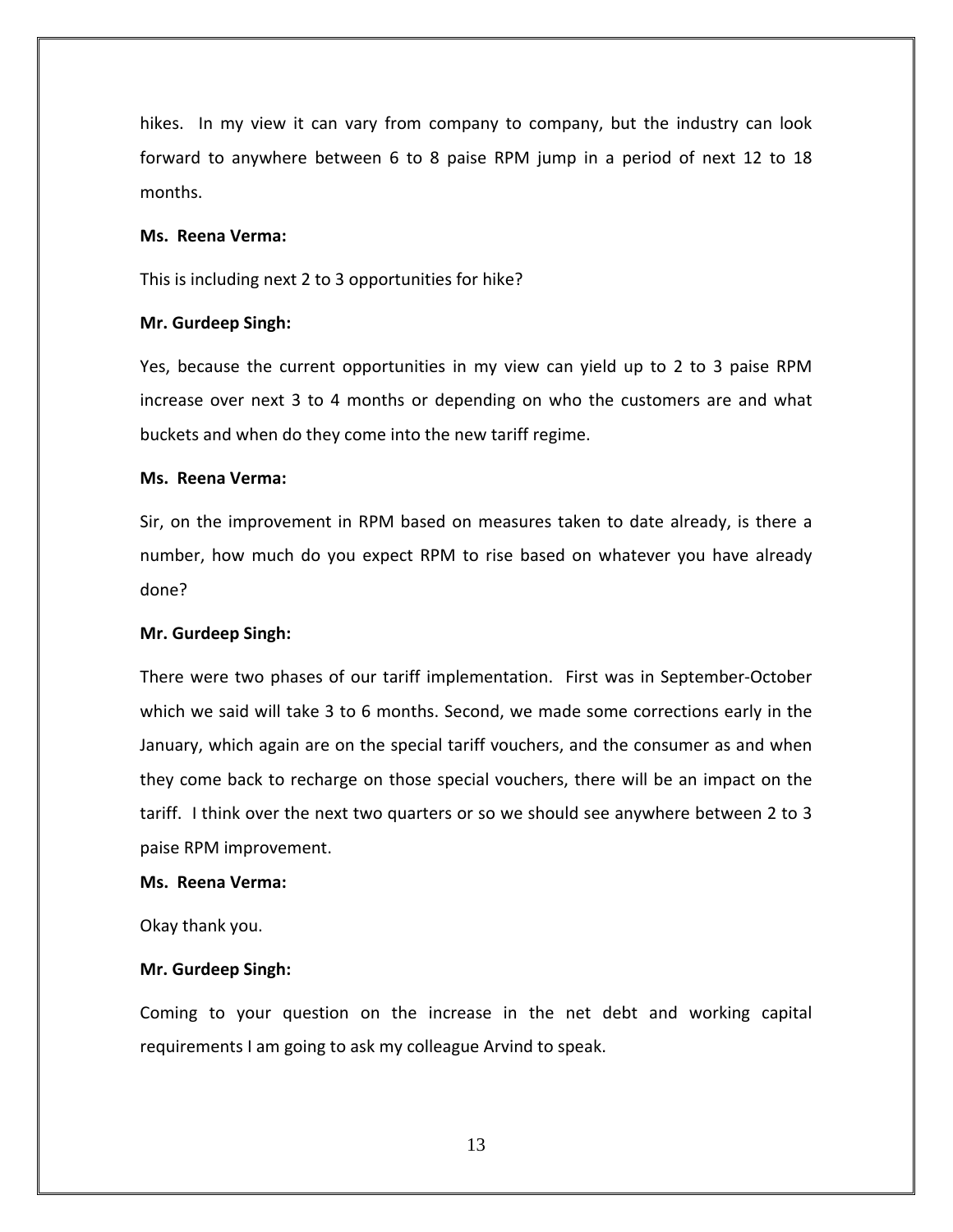hikes. In my view it can vary from company to company, but the industry can look forward to anywhere between 6 to 8 paise RPM jump in a period of next 12 to 18 months.

**Ms. Reena Verma:**

This is including next 2 to 3 opportunities for hike?

**Mr. Gurdeep Singh:**

Yes, because the current opportunities in my view can yield up to 2 to 3 paise RPM increase over next 3 to 4 months or depending on who the customers are and what buckets and when do they come into the new tariff regime.

**Ms. Reena Verma:**

Sir, on the improvement in RPM based on measures taken to date already, is there a number, how much do you expect RPM to rise based on whatever you have already done?

**Mr. Gurdeep Singh:**

There were two phases of our tariff implementation. First was in September-October which we said will take 3 to 6 months. Second, we made some corrections early in the January, which again are on the special tariff vouchers, and the consumer as and when they come back to recharge on those special vouchers, there will be an impact on the tariff. I think over the next two quarters or so we should see anywhere between 2 to 3 paise RPM improvement.

**Ms. Reena Verma:**

Okay thank you.

**Mr. Gurdeep Singh:**

Coming to your question on the increase in the net debt and working capital requirements I am going to ask my colleague Arvind to speak.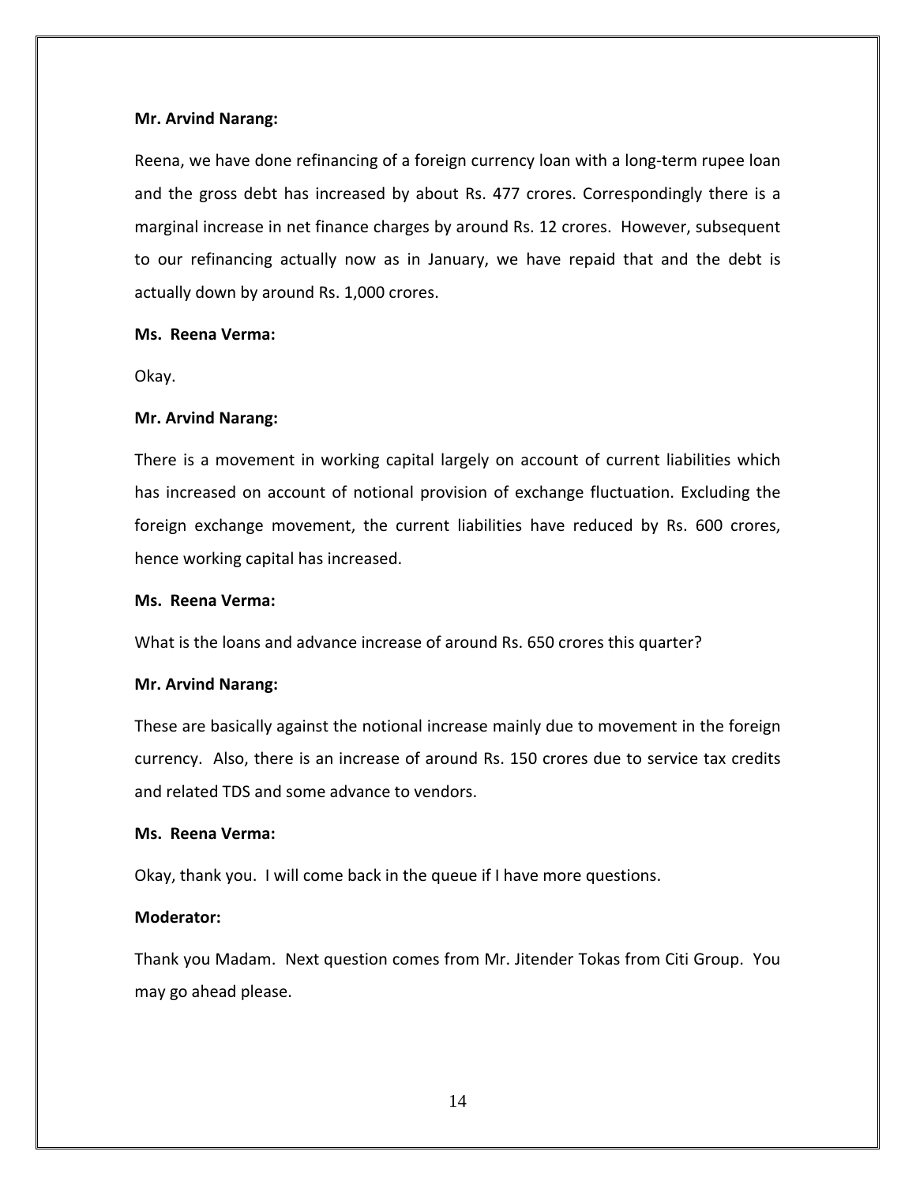**Mr. Arvind Narang:**

Reena, we have done refinancing of a foreign currency loan with a long-term rupee loan and the gross debt has increased by about Rs. 477 crores. Correspondingly there is a marginal increase in net finance charges by around Rs. 12 crores. However, subsequent to our refinancing actually now as in January, we have repaid that and the debt is actually down by around Rs. 1,000 crores.

**Ms. Reena Verma:**

Okay.

**Mr. Arvind Narang:**

There is a movement in working capital largely on account of current liabilities which has increased on account of notional provision of exchange fluctuation. Excluding the foreign exchange movement, the current liabilities have reduced by Rs. 600 crores, hence working capital has increased.

**Ms. Reena Verma:**

What is the loans and advance increase of around Rs. 650 crores this quarter?

**Mr. Arvind Narang:**

These are basically against the notional increase mainly due to movement in the foreign currency. Also, there is an increase of around Rs. 150 crores due to service tax credits and related TDS and some advance to vendors.

**Ms. Reena Verma:**

Okay, thank you. I will come back in the queue if I have more questions.

**Moderator:**

Thank you Madam. Next question comes from Mr. Jitender Tokas from Citi Group. You may go ahead please.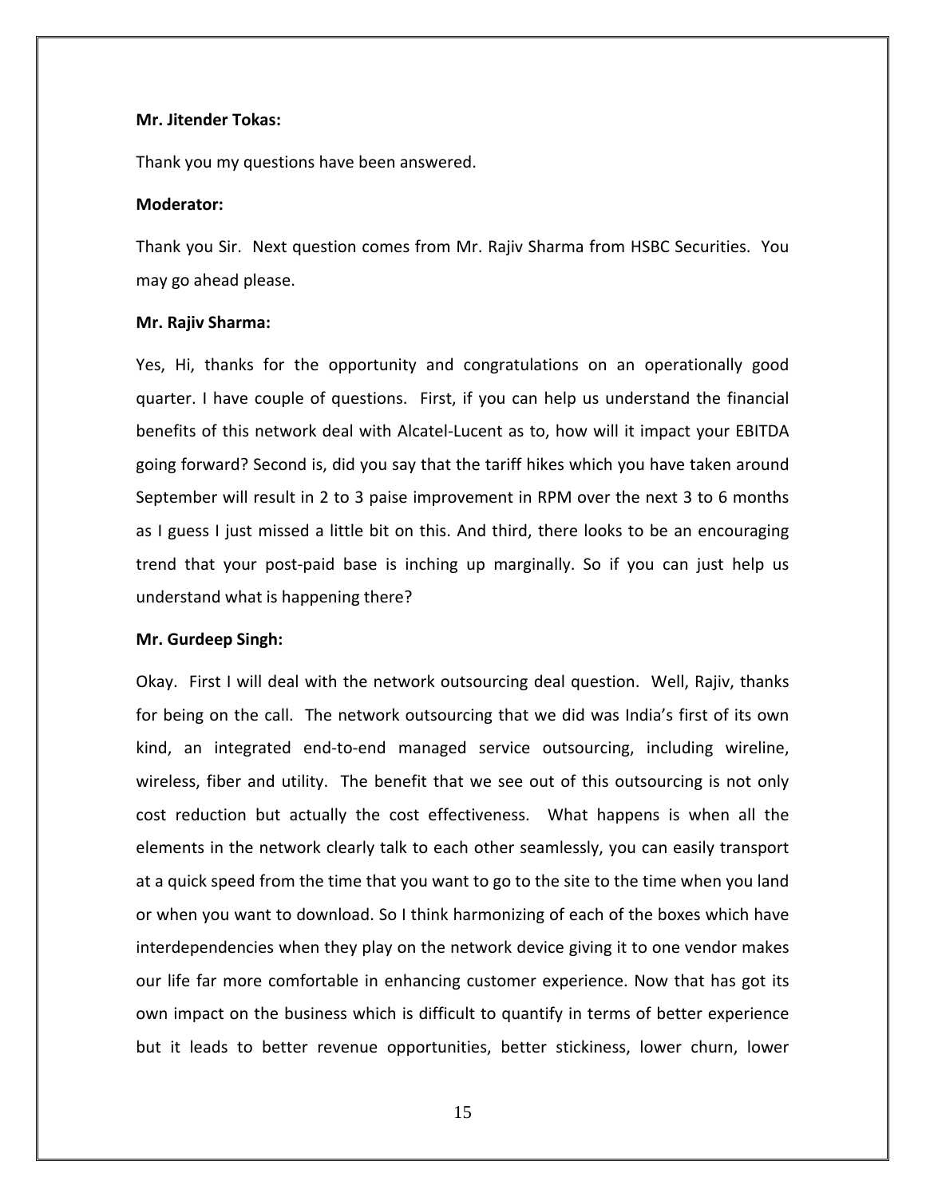**Mr. Jitender Tokas:**

Thank you my questions have been answered.

**Moderator:**

Thank you Sir. Next question comes from Mr. Rajiv Sharma from HSBC Securities. You may go ahead please.

**Mr. Rajiv Sharma:**

Yes, Hi, thanks for the opportunity and congratulations on an operationally good quarter. I have couple of questions. First, if you can help us understand the financial benefits of this network deal with Alcatel-Lucent as to, how will it impact your EBITDA going forward? Second is, did you say that the tariff hikes which you have taken around September will result in 2 to 3 paise improvement in RPM over the next 3 to 6 months as I guess I just missed a little bit on this. And third, there looks to be an encouraging trend that your post-paid base is inching up marginally. So if you can just help us understand what is happening there?

**Mr. Gurdeep Singh:**

Okay. First I will deal with the network outsourcing deal question. Well, Rajiv, thanks for being on the call. The network outsourcing that we did was India's first of its own kind, an integrated end-to-end managed service outsourcing, including wireline, wireless, fiber and utility. The benefit that we see out of this outsourcing is not only cost reduction but actually the cost effectiveness. What happens is when all the elements in the network clearly talk to each other seamlessly, you can easily transport at a quick speed from the time that you want to go to the site to the time when you land or when you want to download. So I think harmonizing of each of the boxes which have interdependencies when they play on the network device giving it to one vendor makes our life far more comfortable in enhancing customer experience. Now that has got its own impact on the business which is difficult to quantify in terms of better experience but it leads to better revenue opportunities, better stickiness, lower churn, lower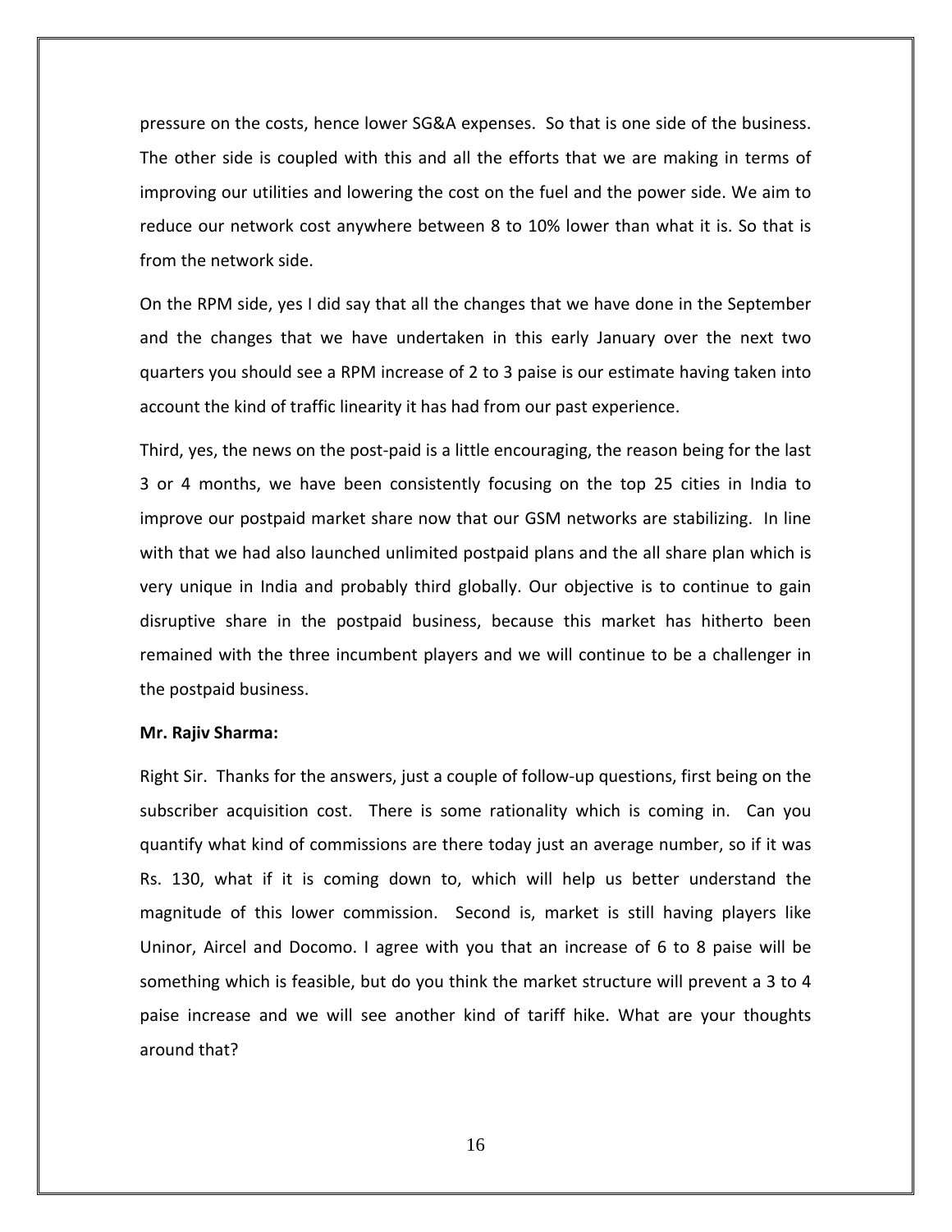pressure on the costs, hence lower SG&A expenses. So that is one side of the business. The other side is coupled with this and all the efforts that we are making in terms of improving our utilities and lowering the cost on the fuel and the power side. We aim to reduce our network cost anywhere between 8 to 10% lower than what it is. So that is from the network side.

On the RPM side, yes I did say that all the changes that we have done in the September and the changes that we have undertaken in this early January over the next two quarters you should see a RPM increase of 2 to 3 paise is our estimate having taken into account the kind of traffic linearity it has had from our past experience.

Third, yes, the news on the post-paid is a little encouraging, the reason being for the last 3 or 4 months, we have been consistently focusing on the top 25 cities in India to improve our postpaid market share now that our GSM networks are stabilizing. In line with that we had also launched unlimited postpaid plans and the all share plan which is very unique in India and probably third globally. Our objective is to continue to gain disruptive share in the postpaid business, because this market has hitherto been remained with the three incumbent players and we will continue to be a challenger in the postpaid business.

**Mr. Rajiv Sharma:**

Right Sir. Thanks for the answers, just a couple of follow-up questions, first being on the subscriber acquisition cost. There is some rationality which is coming in. Can you quantify what kind of commissions are there today just an average number, so if it was Rs. 130, what if it is coming down to, which will help us better understand the magnitude of this lower commission. Second is, market is still having players like Uninor, Aircel and Docomo. I agree with you that an increase of 6 to 8 paise will be something which is feasible, but do you think the market structure will prevent a 3 to 4 paise increase and we will see another kind of tariff hike. What are your thoughts around that?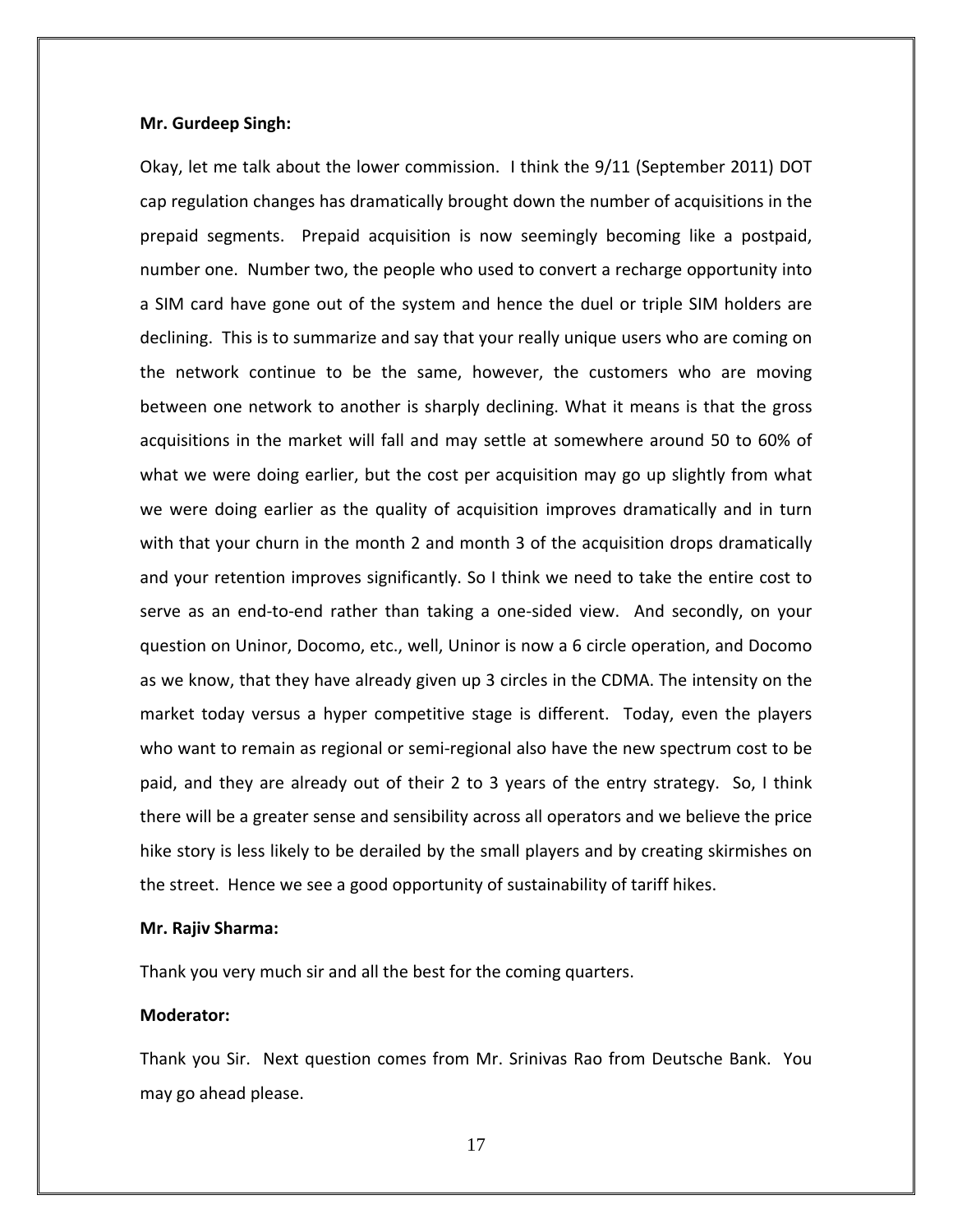**Mr. Gurdeep Singh:**

Okay, let me talk about the lower commission. I think the 9/11 (September 2011) DOT cap regulation changes has dramatically brought down the number of acquisitions in the prepaid segments. Prepaid acquisition is now seemingly becoming like a postpaid, number one. Number two, the people who used to convert a recharge opportunity into a SIM card have gone out of the system and hence the duel or triple SIM holders are declining. This is to summarize and say that your really unique users who are coming on the network continue to be the same, however, the customers who are moving between one network to another is sharply declining. What it means is that the gross acquisitions in the market will fall and may settle at somewhere around 50 to 60% of what we were doing earlier, but the cost per acquisition may go up slightly from what we were doing earlier as the quality of acquisition improves dramatically and in turn with that your churn in the month 2 and month 3 of the acquisition drops dramatically and your retention improves significantly. So I think we need to take the entire cost to serve as an end-to-end rather than taking a one-sided view. And secondly, on your question on Uninor, Docomo, etc., well, Uninor is now a 6 circle operation, and Docomo as we know, that they have already given up 3 circles in the CDMA. The intensity on the market today versus a hyper competitive stage is different. Today, even the players who want to remain as regional or semi-regional also have the new spectrum cost to be paid, and they are already out of their 2 to 3 years of the entry strategy. So, I think there will be a greater sense and sensibility across all operators and we believe the price hike story is less likely to be derailed by the small players and by creating skirmishes on the street. Hence we see a good opportunity of sustainability of tariff hikes.

**Mr. Rajiv Sharma:**

Thank you very much sir and all the best for the coming quarters.

**Moderator:**

Thank you Sir. Next question comes from Mr. Srinivas Rao from Deutsche Bank. You may go ahead please.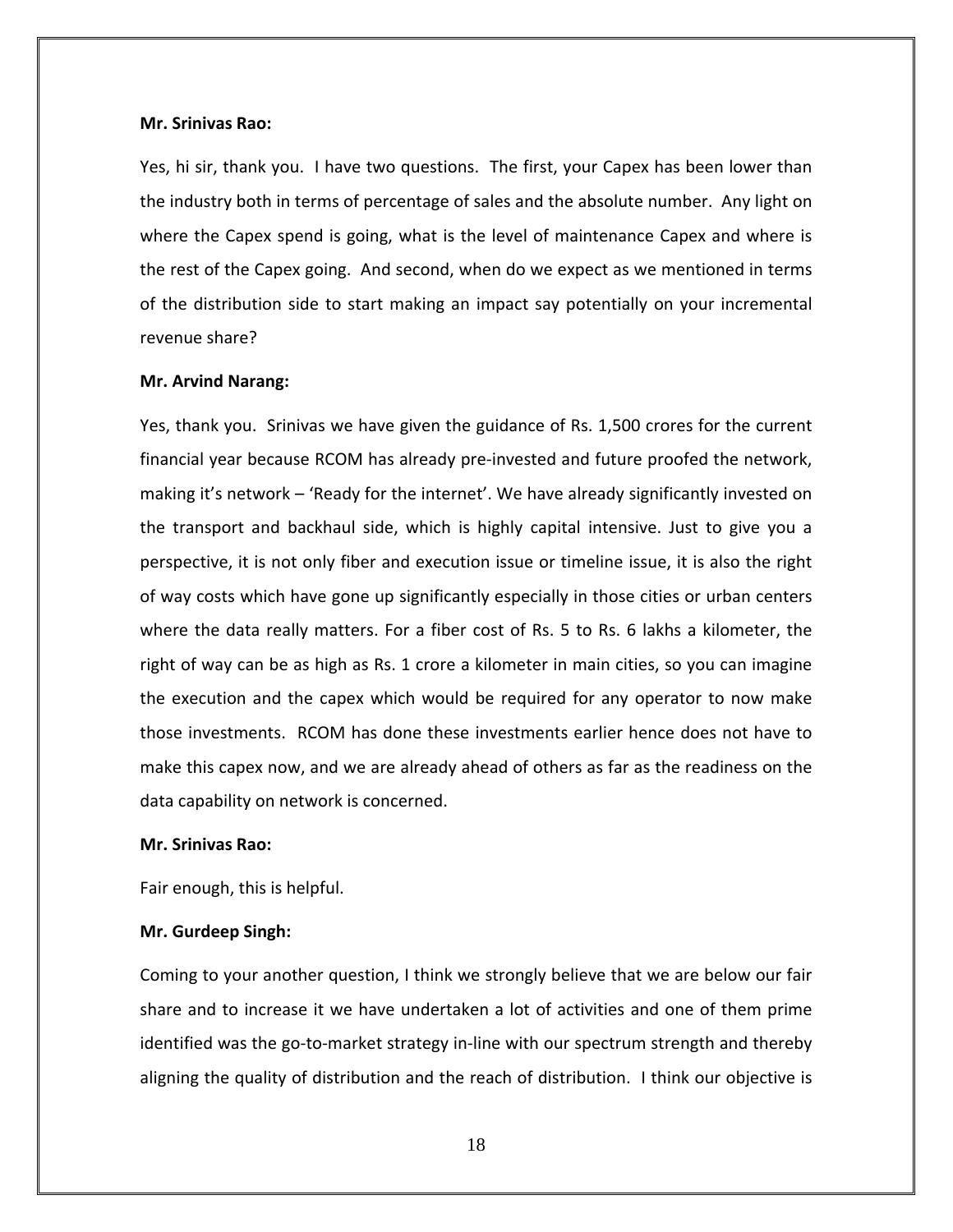**Mr. Srinivas Rao:**

Yes, hi sir, thank you. I have two questions. The first, your Capex has been lower than the industry both in terms of percentage of sales and the absolute number. Any light on where the Capex spend is going, what is the level of maintenance Capex and where is the rest of the Capex going. And second, when do we expect as we mentioned in terms of the distribution side to start making an impact say potentially on your incremental revenue share?

**Mr. Arvind Narang:**

Yes, thank you. Srinivas we have given the guidance of Rs. 1,500 crores for the current financial year because RCOM has already pre-invested and future proofed the network, making it's network – 'Ready for the internet'. We have already significantly invested on the transport and backhaul side, which is highly capital intensive. Just to give you a perspective, it is not only fiber and execution issue or timeline issue, it is also the right of way costs which have gone up significantly especially in those cities or urban centers where the data really matters. For a fiber cost of Rs. 5 to Rs. 6 lakhs a kilometer, the right of way can be as high as Rs. 1 crore a kilometer in main cities, so you can imagine the execution and the capex which would be required for any operator to now make those investments. RCOM has done these investments earlier hence does not have to make this capex now, and we are already ahead of others as far as the readiness on the data capability on network is concerned.

**Mr. Srinivas Rao:**

Fair enough, this is helpful.

**Mr. Gurdeep Singh:**

Coming to your another question, I think we strongly believe that we are below our fair share and to increase it we have undertaken a lot of activities and one of them prime identified was the go-to-market strategy in-line with our spectrum strength and thereby aligning the quality of distribution and the reach of distribution. I think our objective is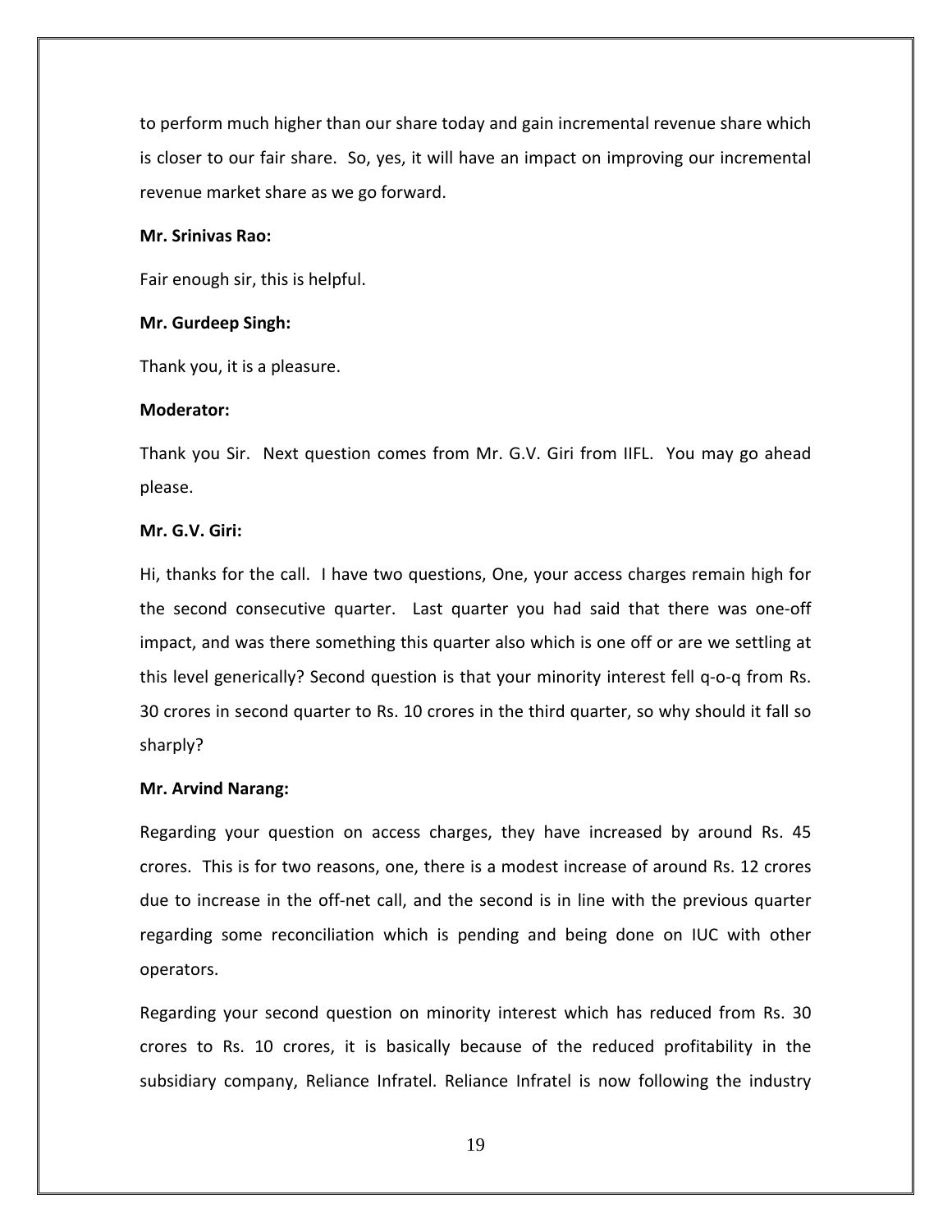to perform much higher than our share today and gain incremental revenue share which is closer to our fair share. So, yes, it will have an impact on improving our incremental revenue market share as we go forward.

**Mr. Srinivas Rao:**

Fair enough sir, this is helpful.

**Mr. Gurdeep Singh:**

Thank you, it is a pleasure.

**Moderator:**

Thank you Sir. Next question comes from Mr. G.V. Giri from IIFL. You may go ahead please.

**Mr. G.V. Giri:**

Hi, thanks for the call. I have two questions, One, your access charges remain high for the second consecutive quarter. Last quarter you had said that there was one-off impact, and was there something this quarter also which is one off or are we settling at this level generically? Second question is that your minority interest fell q-o-q from Rs. 30 crores in second quarter to Rs. 10 crores in the third quarter, so why should it fall so sharply?

**Mr. Arvind Narang:**

Regarding your question on access charges, they have increased by around Rs. 45 crores. This is for two reasons, one, there is a modest increase of around Rs. 12 crores due to increase in the off-net call, and the second is in line with the previous quarter regarding some reconciliation which is pending and being done on IUC with other operators.

Regarding your second question on minority interest which has reduced from Rs. 30 crores to Rs. 10 crores, it is basically because of the reduced profitability in the subsidiary company, Reliance Infratel. Reliance Infratel is now following the industry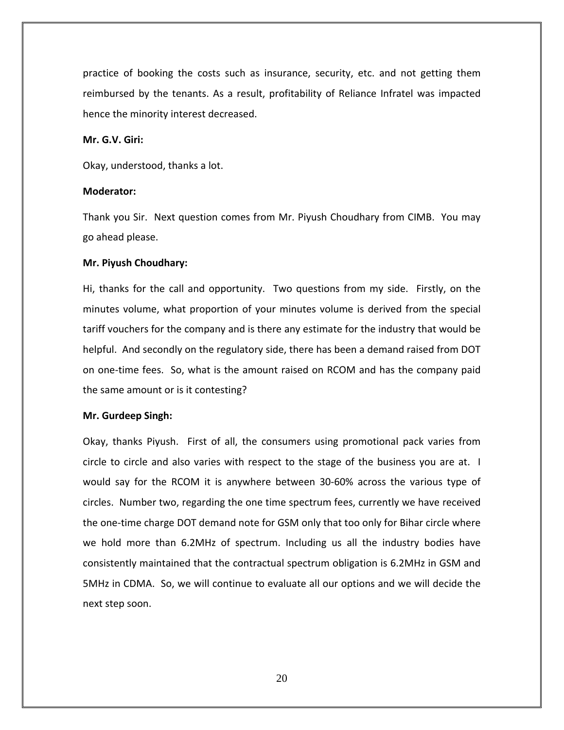practice of booking the costs such as insurance, security, etc. and not getting them reimbursed by the tenants. As a result, profitability of Reliance Infratel was impacted hence the minority interest decreased.

**Mr. G.V. Giri:**

Okay, understood, thanks a lot.

**Moderator:**

Thank you Sir. Next question comes from Mr. Piyush Choudhary from CIMB. You may go ahead please.

**Mr. Piyush Choudhary:**

Hi, thanks for the call and opportunity. Two questions from my side. Firstly, on the minutes volume, what proportion of your minutes volume is derived from the special tariff vouchers for the company and is there any estimate for the industry that would be helpful. And secondly on the regulatory side, there has been a demand raised from DOT on one-time fees. So, what is the amount raised on RCOM and has the company paid the same amount or is it contesting?

**Mr. Gurdeep Singh:**

Okay, thanks Piyush. First of all, the consumers using promotional pack varies from circle to circle and also varies with respect to the stage of the business you are at. I would say for the RCOM it is anywhere between 30-60% across the various type of circles. Number two, regarding the one time spectrum fees, currently we have received the one-time charge DOT demand note for GSM only that too only for Bihar circle where we hold more than 6.2MHz of spectrum. Including us all the industry bodies have consistently maintained that the contractual spectrum obligation is 6.2MHz in GSM and 5MHz in CDMA. So, we will continue to evaluate all our options and we will decide the next step soon.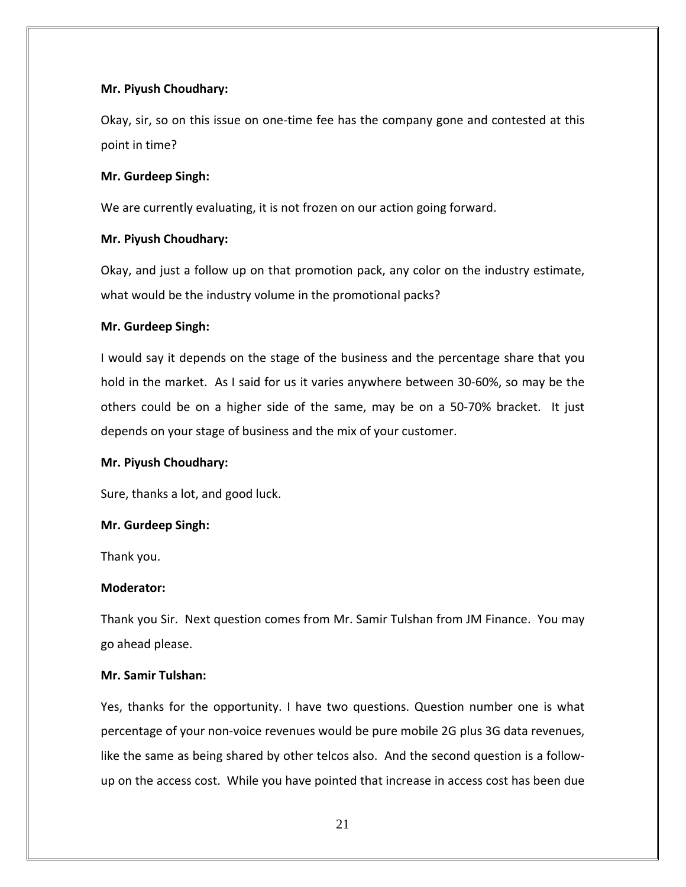**Mr. Piyush Choudhary:**

Okay, sir, so on this issue on one-time fee has the company gone and contested at this point in time?

**Mr. Gurdeep Singh:**

We are currently evaluating, it is not frozen on our action going forward.

**Mr. Piyush Choudhary:**

Okay, and just a follow up on that promotion pack, any color on the industry estimate, what would be the industry volume in the promotional packs?

**Mr. Gurdeep Singh:**

I would say it depends on the stage of the business and the percentage share that you hold in the market. As I said for us it varies anywhere between 30-60%, so may be the others could be on a higher side of the same, may be on a 50-70% bracket. It just depends on your stage of business and the mix of your customer.

**Mr. Piyush Choudhary:**

Sure, thanks a lot, and good luck.

**Mr. Gurdeep Singh:**

Thank you.

**Moderator:**

Thank you Sir. Next question comes from Mr. Samir Tulshan from JM Finance. You may go ahead please.

**Mr. Samir Tulshan:**

Yes, thanks for the opportunity. I have two questions. Question number one is what percentage of your non-voice revenues would be pure mobile 2G plus 3G data revenues, like the same as being shared by other telcos also. And the second question is a follow-up on the access cost. While you have pointed that increase in access cost has been due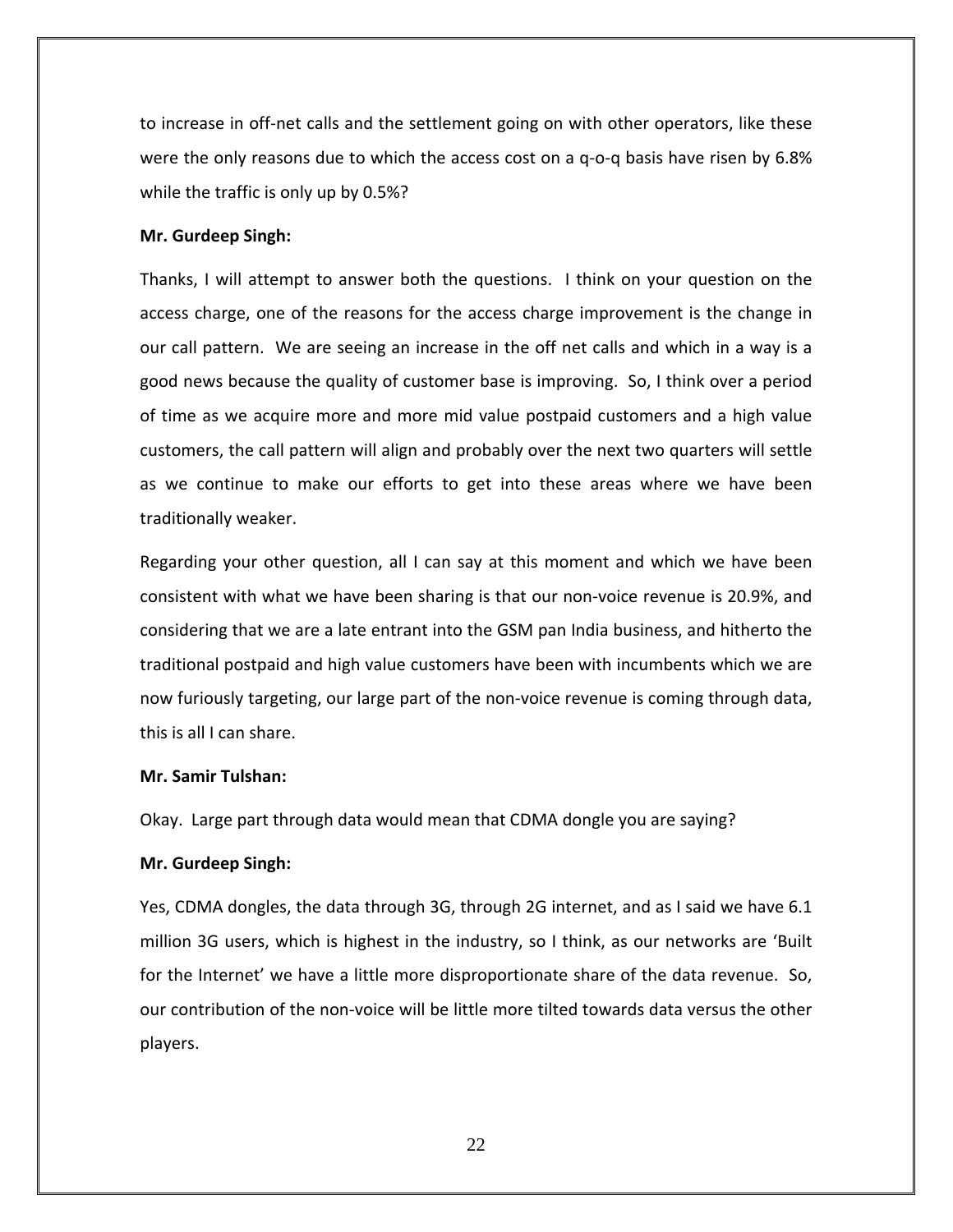to increase in off-net calls and the settlement going on with other operators, like these were the only reasons due to which the access cost on a q-o-q basis have risen by 6.8% while the traffic is only up by 0.5%?

**Mr. Gurdeep Singh:**

Thanks, I will attempt to answer both the questions. I think on your question on the access charge, one of the reasons for the access charge improvement is the change in our call pattern. We are seeing an increase in the off net calls and which in a way is a good news because the quality of customer base is improving. So, I think over a period of time as we acquire more and more mid value postpaid customers and a high value customers, the call pattern will align and probably over the next two quarters will settle as we continue to make our efforts to get into these areas where we have been traditionally weaker.

Regarding your other question, all I can say at this moment and which we have been consistent with what we have been sharing is that our non-voice revenue is 20.9%, and considering that we are a late entrant into the GSM pan India business, and hitherto the traditional postpaid and high value customers have been with incumbents which we are now furiously targeting, our large part of the non-voice revenue is coming through data, this is all I can share.

**Mr. Samir Tulshan:**

Okay. Large part through data would mean that CDMA dongle you are saying?

**Mr. Gurdeep Singh:**

Yes, CDMA dongles, the data through 3G, through 2G internet, and as I said we have 6.1 million 3G users, which is highest in the industry, so I think, as our networks are 'Built for the Internet' we have a little more disproportionate share of the data revenue. So, our contribution of the non-voice will be little more tilted towards data versus the other players.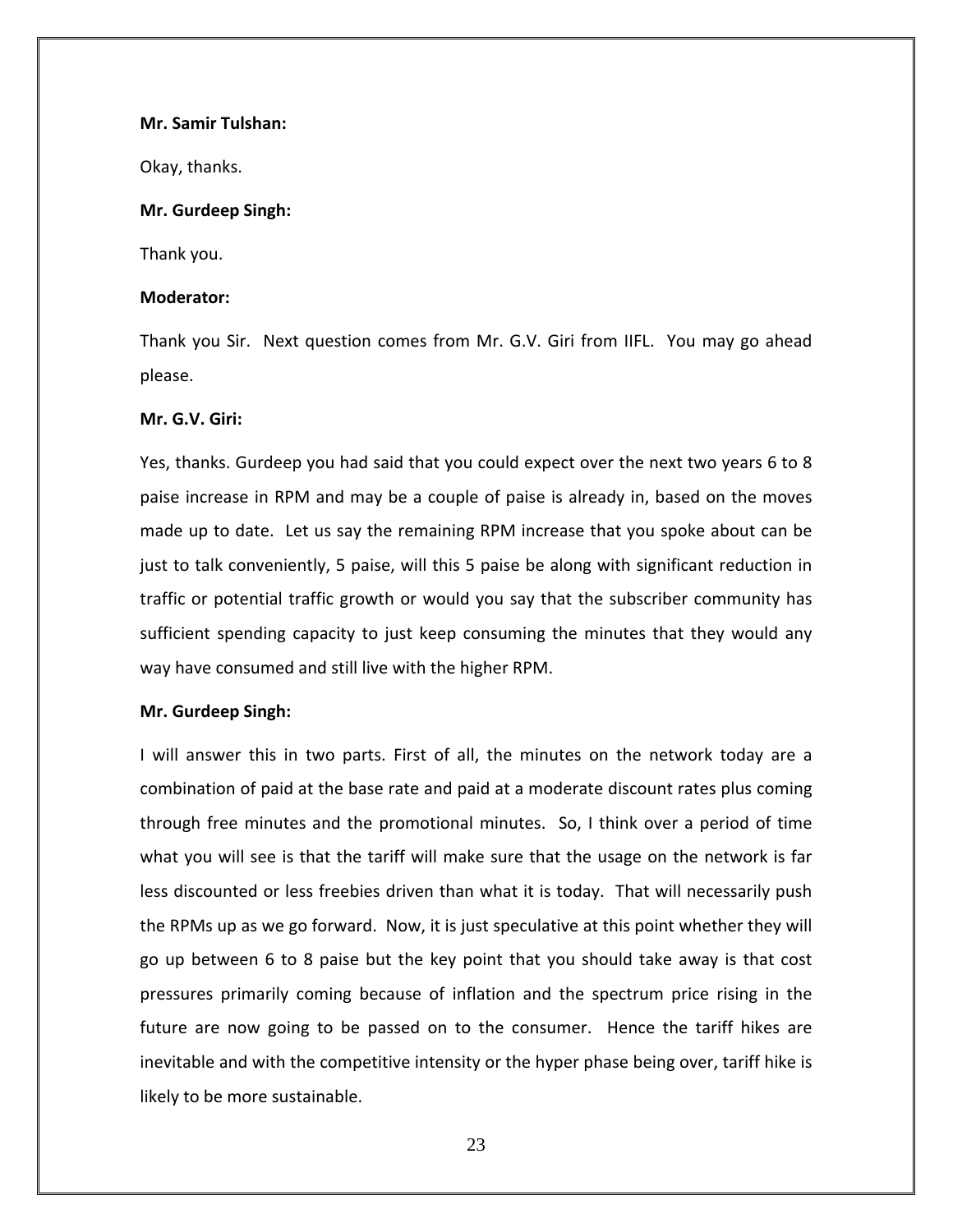**Mr. Samir Tulshan:**

Okay, thanks.

**Mr. Gurdeep Singh:**

Thank you.

**Moderator:**

Thank you Sir. Next question comes from Mr. G.V. Giri from IIFL. You may go ahead please.

**Mr. G.V. Giri:**

Yes, thanks. Gurdeep you had said that you could expect over the next two years 6 to 8 paise increase in RPM and may be a couple of paise is already in, based on the moves made up to date. Let us say the remaining RPM increase that you spoke about can be just to talk conveniently, 5 paise, will this 5 paise be along with significant reduction in traffic or potential traffic growth or would you say that the subscriber community has sufficient spending capacity to just keep consuming the minutes that they would any way have consumed and still live with the higher RPM.

**Mr. Gurdeep Singh:**

I will answer this in two parts. First of all, the minutes on the network today are a combination of paid at the base rate and paid at a moderate discount rates plus coming through free minutes and the promotional minutes. So, I think over a period of time what you will see is that the tariff will make sure that the usage on the network is far less discounted or less freebies driven than what it is today. That will necessarily push the RPMs up as we go forward. Now, it is just speculative at this point whether they will go up between 6 to 8 paise but the key point that you should take away is that cost pressures primarily coming because of inflation and the spectrum price rising in the future are now going to be passed on to the consumer. Hence the tariff hikes are inevitable and with the competitive intensity or the hyper phase being over, tariff hike is likely to be more sustainable.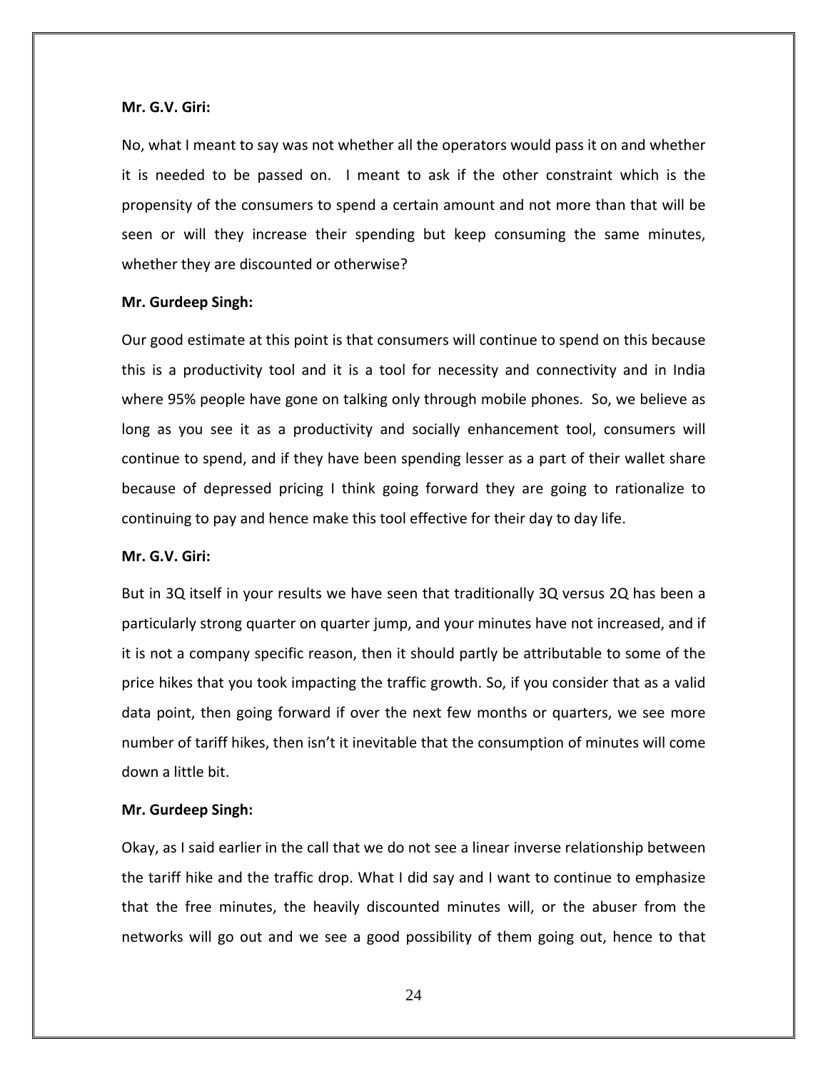**Mr. G.V. Giri:**

No, what I meant to say was not whether all the operators would pass it on and whether it is needed to be passed on. I meant to ask if the other constraint which is the propensity of the consumers to spend a certain amount and not more than that will be seen or will they increase their spending but keep consuming the same minutes, whether they are discounted or otherwise?

**Mr. Gurdeep Singh:**

Our good estimate at this point is that consumers will continue to spend on this because this is a productivity tool and it is a tool for necessity and connectivity and in India where 95% people have gone on talking only through mobile phones. So, we believe as long as you see it as a productivity and socially enhancement tool, consumers will continue to spend, and if they have been spending lesser as a part of their wallet share because of depressed pricing I think going forward they are going to rationalize to continuing to pay and hence make this tool effective for their day to day life.

**Mr. G.V. Giri:**

But in 3Q itself in your results we have seen that traditionally 3Q versus 2Q has been a particularly strong quarter on quarter jump, and your minutes have not increased, and if it is not a company specific reason, then it should partly be attributable to some of the price hikes that you took impacting the traffic growth. So, if you consider that as a valid data point, then going forward if over the next few months or quarters, we see more number of tariff hikes, then isn't it inevitable that the consumption of minutes will come down a little bit.

**Mr. Gurdeep Singh:**

Okay, as I said earlier in the call that we do not see a linear inverse relationship between the tariff hike and the traffic drop. What I did say and I want to continue to emphasize that the free minutes, the heavily discounted minutes will, or the abuser from the networks will go out and we see a good possibility of them going out, hence to that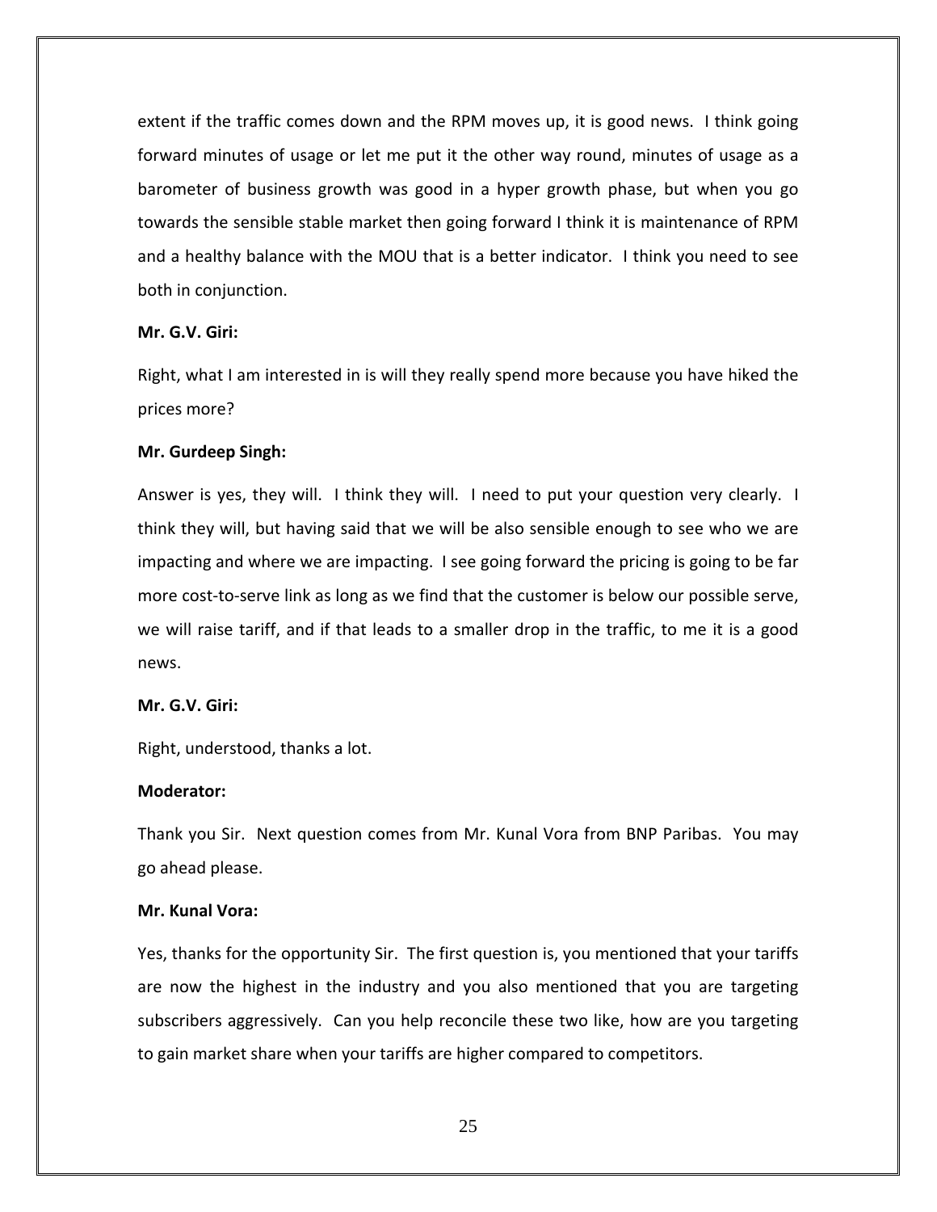extent if the traffic comes down and the RPM moves up, it is good news. I think going forward minutes of usage or let me put it the other way round, minutes of usage as a barometer of business growth was good in a hyper growth phase, but when you go towards the sensible stable market then going forward I think it is maintenance of RPM and a healthy balance with the MOU that is a better indicator. I think you need to see both in conjunction.

**Mr. G.V. Giri:**

Right, what I am interested in is will they really spend more because you have hiked the prices more?

**Mr. Gurdeep Singh:**

Answer is yes, they will. I think they will. I need to put your question very clearly. I think they will, but having said that we will be also sensible enough to see who we are impacting and where we are impacting. I see going forward the pricing is going to be far more cost-to-serve link as long as we find that the customer is below our possible serve, we will raise tariff, and if that leads to a smaller drop in the traffic, to me it is a good news.

**Mr. G.V. Giri:**

Right, understood, thanks a lot.

**Moderator:**

Thank you Sir. Next question comes from Mr. Kunal Vora from BNP Paribas. You may go ahead please.

**Mr. Kunal Vora:**

Yes, thanks for the opportunity Sir. The first question is, you mentioned that your tariffs are now the highest in the industry and you also mentioned that you are targeting subscribers aggressively. Can you help reconcile these two like, how are you targeting to gain market share when your tariffs are higher compared to competitors.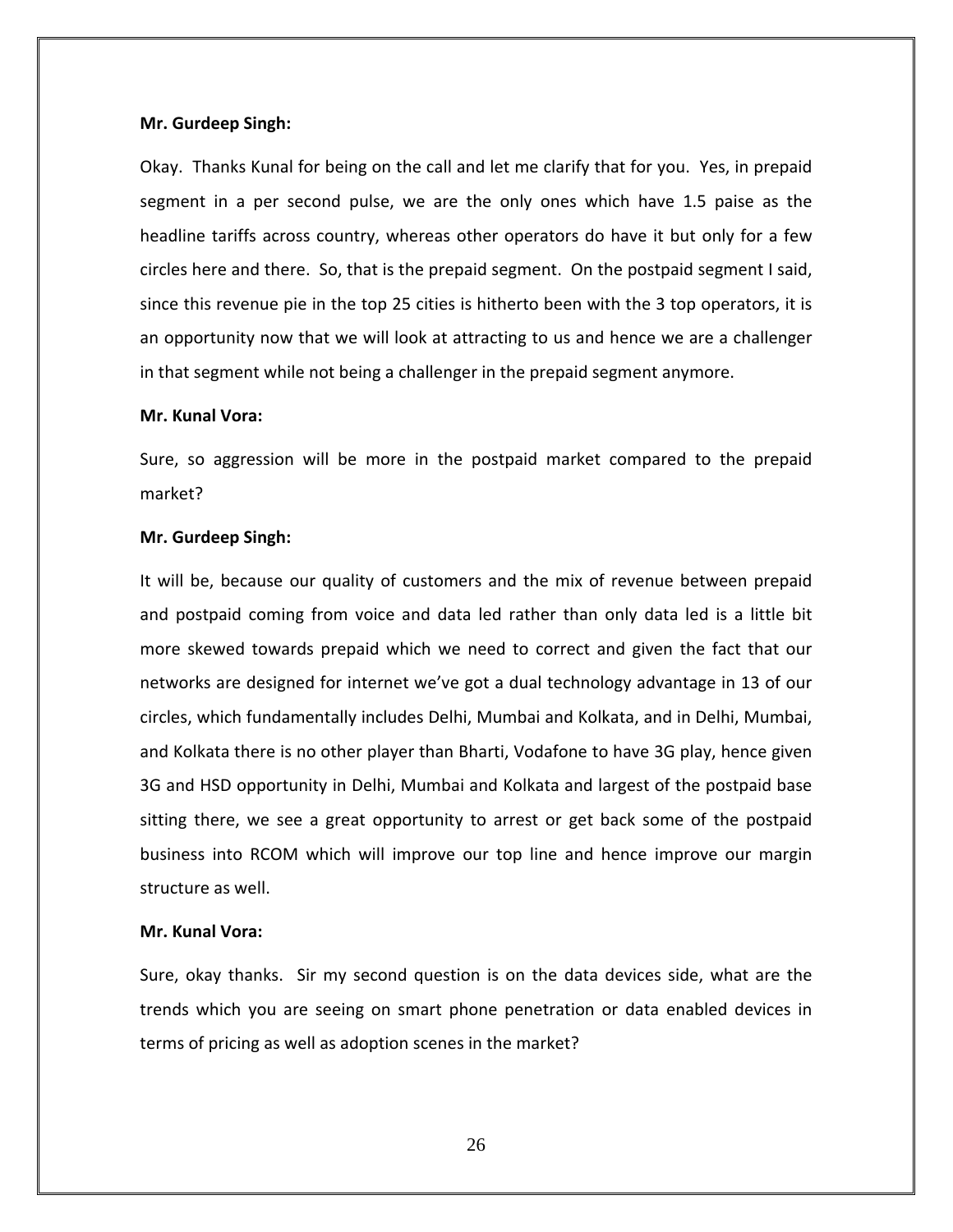**Mr. Gurdeep Singh:**

Okay. Thanks Kunal for being on the call and let me clarify that for you. Yes, in prepaid segment in a per second pulse, we are the only ones which have 1.5 paise as the headline tariffs across country, whereas other operators do have it but only for a few circles here and there. So, that is the prepaid segment. On the postpaid segment I said, since this revenue pie in the top 25 cities is hitherto been with the 3 top operators, it is an opportunity now that we will look at attracting to us and hence we are a challenger in that segment while not being a challenger in the prepaid segment anymore.

**Mr. Kunal Vora:**

Sure, so aggression will be more in the postpaid market compared to the prepaid market?

**Mr. Gurdeep Singh:**

It will be, because our quality of customers and the mix of revenue between prepaid and postpaid coming from voice and data led rather than only data led is a little bit more skewed towards prepaid which we need to correct and given the fact that our networks are designed for internet we've got a dual technology advantage in 13 of our circles, which fundamentally includes Delhi, Mumbai and Kolkata, and in Delhi, Mumbai, and Kolkata there is no other player than Bharti, Vodafone to have 3G play, hence given 3G and HSD opportunity in Delhi, Mumbai and Kolkata and largest of the postpaid base sitting there, we see a great opportunity to arrest or get back some of the postpaid business into RCOM which will improve our top line and hence improve our margin structure as well.

**Mr. Kunal Vora:**

Sure, okay thanks. Sir my second question is on the data devices side, what are the trends which you are seeing on smart phone penetration or data enabled devices in terms of pricing as well as adoption scenes in the market?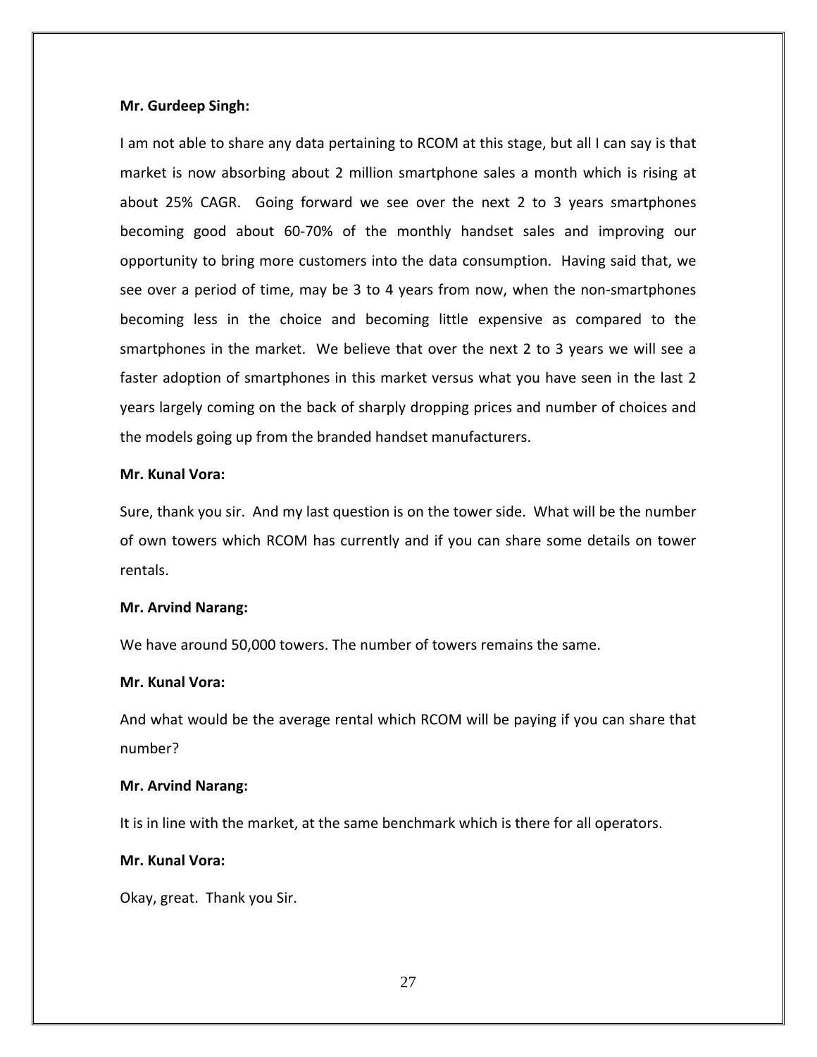**Mr. Gurdeep Singh:**

I am not able to share any data pertaining to RCOM at this stage, but all I can say is that market is now absorbing about 2 million smartphone sales a month which is rising at about 25% CAGR. Going forward we see over the next 2 to 3 years smartphones becoming good about 60-70% of the monthly handset sales and improving our opportunity to bring more customers into the data consumption. Having said that, we see over a period of time, may be 3 to 4 years from now, when the non-smartphones becoming less in the choice and becoming little expensive as compared to the smartphones in the market. We believe that over the next 2 to 3 years we will see a faster adoption of smartphones in this market versus what you have seen in the last 2 years largely coming on the back of sharply dropping prices and number of choices and the models going up from the branded handset manufacturers.

**Mr. Kunal Vora:**

Sure, thank you sir. And my last question is on the tower side. What will be the number of own towers which RCOM has currently and if you can share some details on tower rentals.

**Mr. Arvind Narang:**

We have around 50,000 towers. The number of towers remains the same.

**Mr. Kunal Vora:**

And what would be the average rental which RCOM will be paying if you can share that number?

**Mr. Arvind Narang:**

It is in line with the market, at the same benchmark which is there for all operators.

**Mr. Kunal Vora:**

Okay, great. Thank you Sir.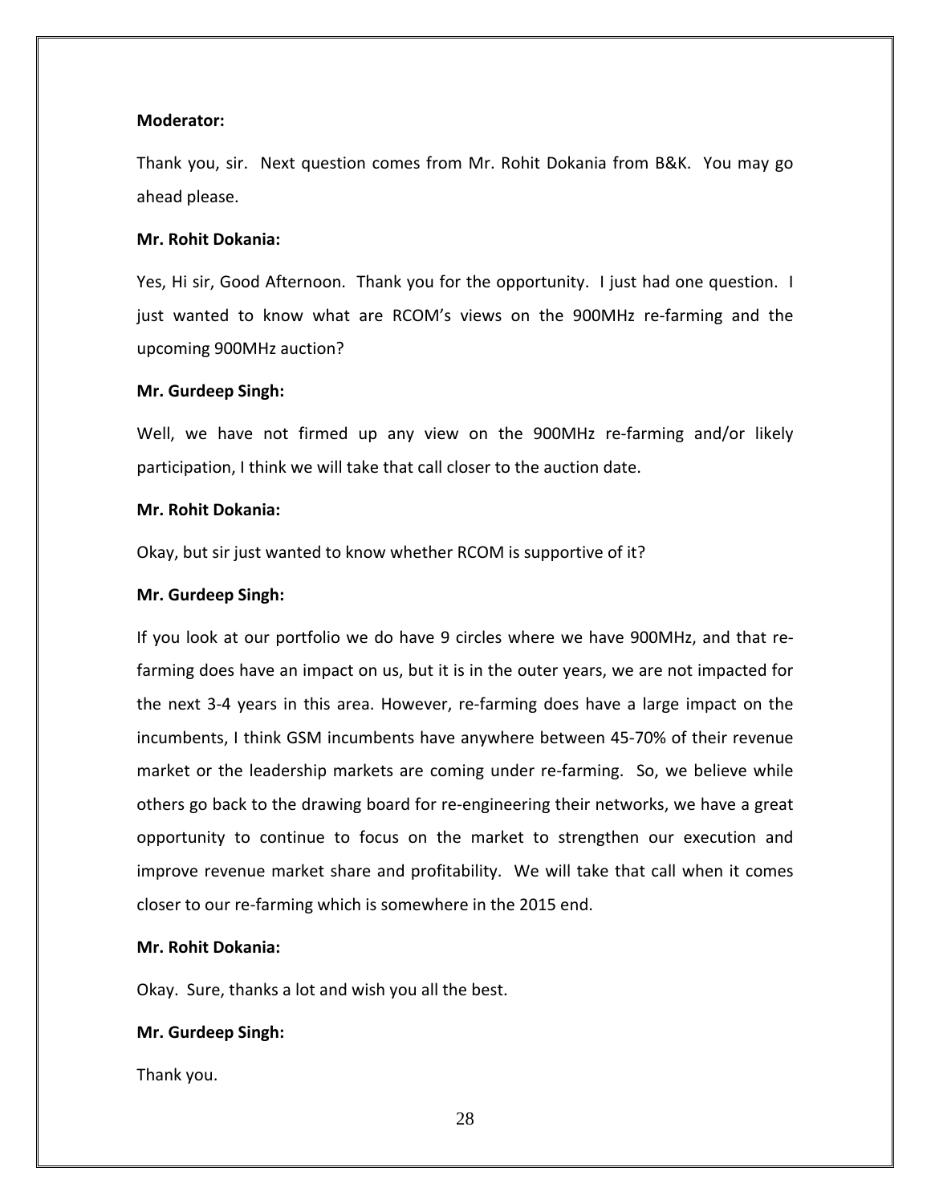**Moderator:**

Thank you, sir. Next question comes from Mr. Rohit Dokania from B&K. You may go ahead please.

**Mr. Rohit Dokania:**

Yes, Hi sir, Good Afternoon. Thank you for the opportunity. I just had one question. I just wanted to know what are RCOM's views on the 900MHz re-farming and the upcoming 900MHz auction?

**Mr. Gurdeep Singh:**

Well, we have not firmed up any view on the 900MHz re-farming and/or likely participation, I think we will take that call closer to the auction date.

**Mr. Rohit Dokania:**

Okay, but sir just wanted to know whether RCOM is supportive of it?

**Mr. Gurdeep Singh:**

If you look at our portfolio we do have 9 circles where we have 900MHz, and that re-farming does have an impact on us, but it is in the outer years, we are not impacted for the next 3-4 years in this area. However, re-farming does have a large impact on the incumbents, I think GSM incumbents have anywhere between 45-70% of their revenue market or the leadership markets are coming under re-farming. So, we believe while others go back to the drawing board for re-engineering their networks, we have a great opportunity to continue to focus on the market to strengthen our execution and improve revenue market share and profitability. We will take that call when it comes closer to our re-farming which is somewhere in the 2015 end.

**Mr. Rohit Dokania:**

Okay. Sure, thanks a lot and wish you all the best.

**Mr. Gurdeep Singh:**

Thank you.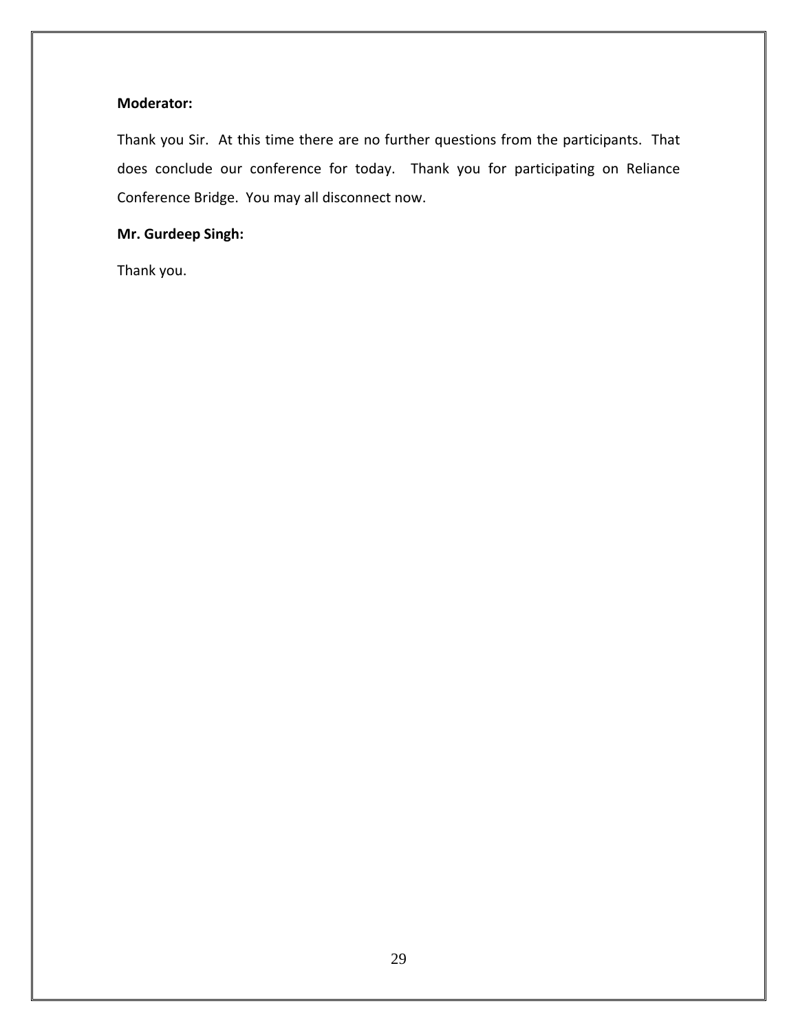**Moderator:**

Thank you Sir.  At this time there are no further questions from the participants.  That does conclude our conference for today.  Thank you for participating on Reliance Conference Bridge.  You may all disconnect now.

**Mr. Gurdeep Singh:**

Thank you.